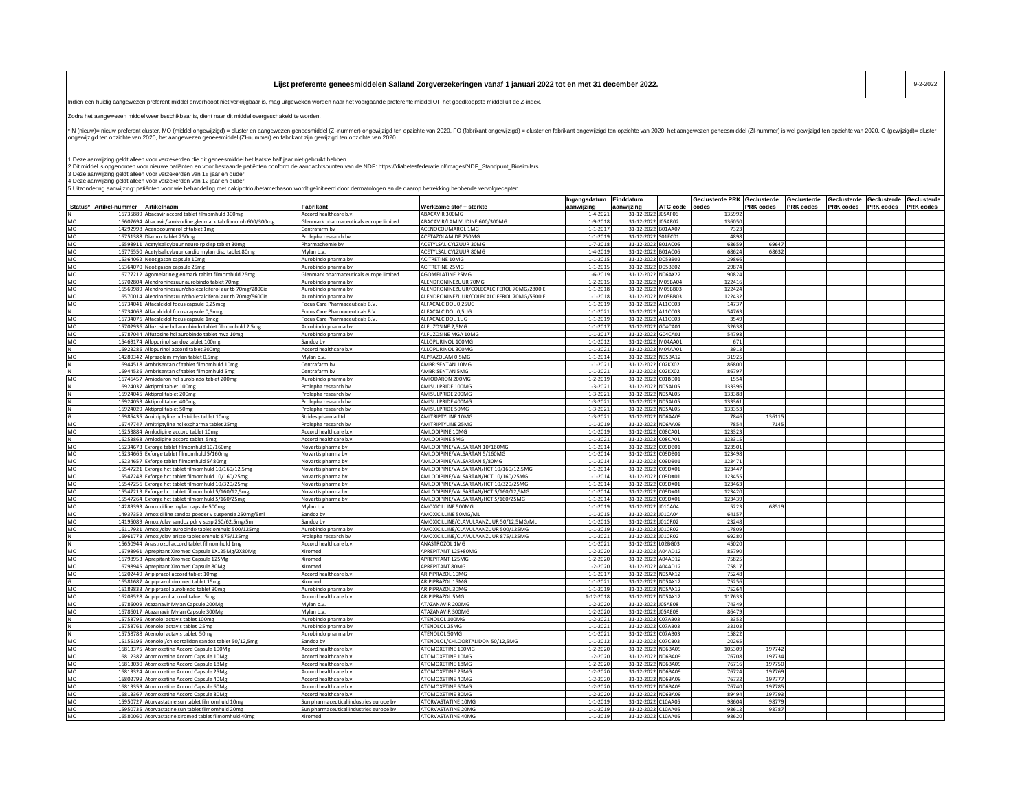# Lijst preferente geneesmiddelen Salland Zorgverzekeringen vanaf 1 januari 2022 tot en met 31 december 2022.

9-2-2022

Indien een huidig aangewezen preferent middel onverhoopt niet verkrijgbaar is, mag uitgeweken worden naar het voorgaande preferente middel OF het goedkoopste middel uit de Z-index.

Zodra het aangewezen middel weer beschikbaar is, dient naar dit middel overgeschakeld te worden.

* N (nieuw)= nieuw preferent cluster, MO (middel ongewijzigd) = cluster en aangewezen geneesmiddel (ZI-nummer) ongewijzigd ten opzichte van 2020, FO (fabrikant ongewijzigd) = cluster en fabrikant ongewijzigd ten opzichte van 2020, het aangewezen geneesmiddel (ZI-nummer) is wel gewijzigd ten opzichte van 2020. G (gewijzigd)= cluster ongewijzigd ten opzichte van 2020, het aangewezen geneesmiddel (ZI-nummer) en fabrikant zijn gewijzigd ten opzichte van 2020.

1 Deze aanwijzing geldt alleen voor verzekerden die dit geneesmiddel het laatste half jaar niet gebruikt hebben.
2 Dit middel is opgenomen voor nieuwe patiënten en voor bestaande patiënten conform de aandachtspunten van de NDF: https://diabetesfederatie.nl/images/NDF_Standpunt_Biosimilars
3 Deze aanwijzing geldt alleen voor verzekerden van 18 jaar en ouder.
4 Deze aanwijzing geldt alleen voor verzekerden van 12 jaar en ouder.
5 Uitzondering aanwijzing: patiënten voor wie behandeling met calcipotriol/betamethason wordt geïnitieerd door dermatologen en de daarop betrekking hebbende vervolgrecepten.

| Status* | Artikel-nummer | Artikelnaam | Fabrikant | Werkzame stof + sterkte | Ingangsdatum aanwijzing | Einddatum aanwijzing | ATC code | Geclusterde PRK codes | Geclusterde PRK codes | Geclusterde PRK codes | Geclusterde PRK codes | Geclusterde PRK codes | Geclusterde PRK codes |
|---|---|---|---|---|---|---|---|---|---|---|---|---|---|
| N | 16735889 | Abacavir accord tablet filmomhuld 300mg | Accord healthcare b.v. | ABACAVIR 300MG | 1-4-2021 | 31-12-2022 | J05AF06 | 135992 | | | | | |
| MO | 16607694 | Abacavir/lamivudine glenmark tab filmomh 600/300mg | Glenmark pharmaceuticals europe limited | ABACAVIR/LAMIVUDINE 600/300MG | 1-9-2018 | 31-12-2022 | J05AR02 | 136050 | | | | | |
| MO | 14292998 | Acenocoumarol cf tablet 1mg | Centrafarm bv | ACENOCOUMAROL 1MG | 1-1-2017 | 31-12-2022 | B01AA07 | 7323 | | | | | |
| MO | 16751388 | Diamox tablet 250mg | Prolepha research bv | ACETAZOLAMIDE 250MG | 1-1-2019 | 31-12-2022 | S01EC01 | 4898 | | | | | |
| MO | 16598911 | Acetylsalicylzuur neuro rp disp tablet 30mg | Pharmachemie bv | ACETYLSALICYLZUUR 30MG | 1-7-2018 | 31-12-2022 | B01AC06 | 68659 | 69647 | | | | |
| MO | 16776550 | Acetylsalicylzuur cardio mylan disp tablet 80mg | Mylan b.v. | ACETYLSALICYLZUUR 80MG | 1-4-2019 | 31-12-2022 | B01AC06 | 68624 | 68632 | | | | |
| MO | 15364062 | Neotigason capsule 10mg | Aurobindo pharma bv | ACITRETINE 10MG | 1-1-2015 | 31-12-2022 | D05BB02 | 29866 | | | | | |
| MO | 15364070 | Neotigason capsule 25mg | Aurobindo pharma bv | ACITRETINE 25MG | 1-1-2015 | 31-12-2022 | D05BB02 | 29874 | | | | | |
| MO | 16777212 | Agomelatine glenmark tablet filmomhuld 25mg | Glenmark pharmaceuticals europe limited | AGOMELATINE 25MG | 1-6-2019 | 31-12-2022 | N06AX22 | 90824 | | | | | |
| MO | 15702804 | Alendroninezuur aurobindo tablet 70mg | Aurobindo pharma bv | ALENDRONINEZUUR 70MG | 1-2-2015 | 31-12-2022 | M05BA04 | 122416 | | | | | |
| MO | 16569989 | Alendroninezuur/cholecalciferol aur tb 70mg/2800ie | Aurobindo pharma bv | ALENDRONINEZUUR/COLECALCIFEROL 70MG/2800IE | 1-1-2018 | 31-12-2022 | M05BB03 | 122424 | | | | | |
| MO | 16570014 | Alendroninezuur/cholecalciferol aur tb 70mg/5600ie | Aurobindo pharma bv | ALENDRONINEZUUR/COLECALCIFEROL 70MG/5600IE | 1-1-2018 | 31-12-2022 | M05BB03 | 122432 | | | | | |
| MO | 16734041 | Alfacalcidol focus capsule 0,25mcg | Focus Care Pharmaceuticals B.V. | ALFACALCIDOL 0,25UG | 1-1-2019 | 31-12-2022 | A11CC03 | 14737 | | | | | |
| N | 16734068 | Alfacalcidol focus capsule 0,5mcg | Focus Care Pharmaceuticals B.V. | ALFACALCIDOL 0,5UG | 1-1-2021 | 31-12-2022 | A11CC03 | 54763 | | | | | |
| MO | 16734076 | Alfacalcidol focus capsule 1mcg | Focus Care Pharmaceuticals B.V. | ALFACALCIDOL 1UG | 1-1-2019 | 31-12-2022 | A11CC03 | 3549 | | | | | |
| MO | 15702936 | Alfuzosine hcl aurobindo tablet filmomhuld 2,5mg | Aurobindo pharma bv | ALFUZOSINE 2,5MG | 1-1-2017 | 31-12-2022 | G04CA01 | 32638 | | | | | |
| MO | 15787044 | Alfuzosine hcl aurobindo tablet mva 10mg | Aurobindo pharma bv | ALFUZOSINE MGA 10MG | 1-1-2017 | 31-12-2022 | G04CA01 | 54798 | | | | | |
| MO | 15469174 | Allopurinol sandoz tablet 100mg | Sandoz bv | ALLOPURINOL 100MG | 1-1-2012 | 31-12-2022 | M04AA01 | 671 | | | | | |
| N | 16923286 | Allopurinol accord tablet 300mg | Accord healthcare b.v. | ALLOPURINOL 300MG | 1-1-2021 | 31-12-2022 | M04AA01 | 3913 | | | | | |
| MO | 14289342 | Alprazolam mylan tablet 0,5mg | Mylan b.v. | ALPRAZOLAM 0,5MG | 1-1-2014 | 31-12-2022 | N05BA12 | 31925 | | | | | |
| N | 16944518 | Ambrisentan cf tablet filmomhuld 10mg | Centrafarm bv | AMBRISENTAN 10MG | 1-1-2021 | 31-12-2022 | C02KX02 | 86800 | | | | | |
| N | 16944526 | Ambrisentan cf tablet filmomhuld 5mg | Centrafarm bv | AMBRISENTAN 5MG | 1-1-2021 | 31-12-2022 | C02KX02 | 86797 | | | | | |
| MO | 16746457 | Amiodaron hcl aurobindo tablet 200mg | Aurobindo pharma bv | AMIODARON 200MG | 1-2-2019 | 31-12-2022 | C01BD01 | 1554 | | | | | |
| N | 16924037 | Aktiprol tablet 100mg | Prolepha research bv | AMISULPRIDE 100MG | 1-3-2021 | 31-12-2022 | N05AL05 | 133396 | | | | | |
| N | 16924045 | Aktiprol tablet 200mg | Prolepha research bv | AMISULPRIDE 200MG | 1-3-2021 | 31-12-2022 | N05AL05 | 133388 | | | | | |
| N | 16924053 | Aktiprol tablet 400mg | Prolepha research bv | AMISULPRIDE 400MG | 1-3-2021 | 31-12-2022 | N05AL05 | 133361 | | | | | |
| N | 16924029 | Aktiprol tablet 50mg | Prolepha research bv | AMISULPRIDE 50MG | 1-3-2021 | 31-12-2022 | N05AL05 | 133353 | | | | | |
| G | 16985435 | Amitriptyline hcl strides tablet 10mg | Strides pharma Ltd | AMITRIPTYLINE 10MG | 1-3-2021 | 31-12-2022 | N06AA09 | 7846 | 136115 | | | | |
| MO | 16747747 | Amitriptyline hcl expharma tablet 25mg | Prolepha research bv | AMITRIPTYLINE 25MG | 1-1-2019 | 31-12-2022 | N06AA09 | 7854 | 7145 | | | | |
| MO | 16253884 | Amlodipine accord tablet 10mg | Accord healthcare b.v. | AMLODIPINE 10MG | 1-1-2019 | 31-12-2022 | C08CA01 | 123323 | | | | | |
| N | 16253868 | Amlodipine accord tablet 5mg | Accord healthcare b.v. | AMLODIPINE 5MG | 1-1-2021 | 31-12-2022 | C08CA01 | 123315 | | | | | |
| MO | 15234673 | Exforge tablet filmomhuld 10/160mg | Novartis pharma bv | AMLODIPINE/VALSARTAN 10/160MG | 1-1-2014 | 31-12-2022 | C09DB01 | 123501 | | | | | |
| MO | 15234665 | Exforge tablet filmomhuld 5/160mg | Novartis pharma bv | AMLODIPINE/VALSARTAN 5/160MG | 1-1-2014 | 31-12-2022 | C09DB01 | 123498 | | | | | |
| MO | 15234657 | Exforge tablet filmomhuld 5/ 80mg | Novartis pharma bv | AMLODIPINE/VALSARTAN 5/80MG | 1-1-2014 | 31-12-2022 | C09DB01 | 123471 | | | | | |
| MO | 15547221 | Exforge hct tablet filmomhuld 10/160/12,5mg | Novartis pharma bv | AMLODIPINE/VALSARTAN/HCT 10/160/12,5MG | 1-1-2014 | 31-12-2022 | C09DX01 | 123447 | | | | | |
| MO | 15547248 | Exforge hct tablet filmomhuld 10/160/25mg | Novartis pharma bv | AMLODIPINE/VALSARTAN/HCT 10/160/25MG | 1-1-2014 | 31-12-2022 | C09DX01 | 123455 | | | | | |
| MO | 15547256 | Exforge hct tablet filmomhuld 10/320/25mg | Novartis pharma bv | AMLODIPINE/VALSARTAN/HCT 10/320/25MG | 1-1-2014 | 31-12-2022 | C09DX01 | 123463 | | | | | |
| MO | 15547213 | Exforge hct tablet filmomhuld 5/160/12,5mg | Novartis pharma bv | AMLODIPINE/VALSARTAN/HCT 5/160/12,5MG | 1-1-2014 | 31-12-2022 | C09DX01 | 123420 | | | | | |
| MO | 15547264 | Exforge hct tablet filmomhuld 5/160/25mg | Novartis pharma bv | AMLODIPINE/VALSARTAN/HCT 5/160/25MG | 1-1-2014 | 31-12-2022 | C09DX01 | 123439 | | | | | |
| MO | 14289393 | Amoxicilline mylan capsule 500mg | Mylan b.v. | AMOXICILLINE 500MG | 1-1-2019 | 31-12-2022 | J01CA04 | 5223 | 68519 | | | | |
| MO | 14937352 | Amoxicilline sandoz poeder v suspensie 250mg/5ml | Sandoz bv | AMOXICILLINE 50MG/ML | 1-1-2015 | 31-12-2022 | J01CA04 | 64157 | | | | | |
| MO | 14195089 | Amoxi/clav sandoz pdr v susp 250/62,5mg/5ml | Sandoz bv | AMOXICILLINE/CLAVULAANZUUR 50/12,5MG/ML | 1-1-2015 | 31-12-2022 | J01CR02 | 23248 | | | | | |
| MO | 16117921 | Amoxi/clav aurobindo tablet omhuld 500/125mg | Aurobindo pharma bv | AMOXICILLINE/CLAVULAANZUUR 500/125MG | 1-1-2019 | 31-12-2022 | J01CR02 | 17809 | | | | | |
| N | 16961773 | Amoxi/clav aristo tablet omhuld 875/125mg | Prolepha research bv | AMOXICILLINE/CLAVULAANZUUR 875/125MG | 1-1-2021 | 31-12-2022 | J01CR02 | 69280 | | | | | |
| N | 15650944 | Anastrozol accord tablet filmomhuld 1mg | Accord healthcare b.v. | ANASTROZOL 1MG | 1-1-2021 | 31-12-2022 | L02BG03 | 45020 | | | | | |
| MO | 16798961 | Aprepitant Xiromed Capsule 1X125Mg/2X80Mg | Xiromed | APREPITANT 125+80MG | 1-2-2020 | 31-12-2022 | A04AD12 | 85790 | | | | | |
| MO | 16798953 | Aprepitant Xiromed Capsule 125Mg | Xiromed | APREPITANT 125MG | 1-2-2020 | 31-12-2022 | A04AD12 | 75825 | | | | | |
| MO | 16798945 | Aprepitant Xiromed Capsule 80Mg | Xiromed | APREPITANT 80MG | 1-2-2020 | 31-12-2022 | A04AD12 | 75817 | | | | | |
| MO | 16202449 | Aripiprazol accord tablet 10mg | Accord healthcare b.v. | ARIPIPRAZOL 10MG | 1-1-2017 | 31-12-2022 | N05AX12 | 75248 | | | | | |
| G | 16581687 | Aripiprazol xiromed tablet 15mg | Xiromed | ARIPIPRAZOL 15MG | 1-1-2021 | 31-12-2022 | N05AX12 | 75256 | | | | | |
| MO | 16189833 | Aripiprazol aurobindo tablet 30mg | Aurobindo pharma bv | ARIPIPRAZOL 30MG | 1-1-2019 | 31-12-2022 | N05AX12 | 75264 | | | | | |
| MO | 16208528 | Aripiprazol accord tablet 5mg | Accord healthcare b.v. | ARIPIPRAZOL 5MG | 1-12-2018 | 31-12-2022 | N05AX12 | 117633 | | | | | |
| MO | 16786009 | Atazanavir Mylan Capsule 200Mg | Mylan b.v. | ATAZANAVIR 200MG | 1-2-2020 | 31-12-2022 | J05AE08 | 74349 | | | | | |
| MO | 16786017 | Atazanavir Mylan Capsule 300Mg | Mylan b.v. | ATAZANAVIR 300MG | 1-2-2020 | 31-12-2022 | J05AE08 | 86479 | | | | | |
| N | 15758796 | Atenolol actavis tablet 100mg | Aurobindo pharma bv | ATENOLOL 100MG | 1-2-2021 | 31-12-2022 | C07AB03 | 3352 | | | | | |
| N | 15758761 | Atenolol actavis tablet 25mg | Aurobindo pharma bv | ATENOLOL 25MG | 1-1-2021 | 31-12-2022 | C07AB03 | 33103 | | | | | |
| N | 15758788 | Atenolol actavis tablet 50mg | Aurobindo pharma bv | ATENOLOL 50MG | 1-1-2021 | 31-12-2022 | C07AB03 | 15822 | | | | | |
| MO | 15155196 | Atenolol/chloortalidon sandoz tablet 50/12,5mg | Sandoz bv | ATENOLOL/CHLOORTALIDON 50/12,5MG | 1-1-2012 | 31-12-2022 | C07CB03 | 20265 | | | | | |
| MO | 16813375 | Atomoxetine Accord Capsule 100Mg | Accord healthcare b.v. | ATOMOXETINE 100MG | 1-2-2020 | 31-12-2022 | N06BA09 | 105309 | 197742 | | | | |
| MO | 16812387 | Atomoxetine Accord Capsule 10Mg | Accord healthcare b.v. | ATOMOXETINE 10MG | 1-2-2020 | 31-12-2022 | N06BA09 | 76708 | 197734 | | | | |
| MO | 16813030 | Atomoxetine Accord Capsule 18Mg | Accord healthcare b.v. | ATOMOXETINE 18MG | 1-2-2020 | 31-12-2022 | N06BA09 | 76716 | 197750 | | | | |
| MO | 16813324 | Atomoxetine Accord Capsule 25Mg | Accord healthcare b.v. | ATOMOXETINE 25MG | 1-2-2020 | 31-12-2022 | N06BA09 | 76724 | 197769 | | | | |
| MO | 16802799 | Atomoxetine Accord Capsule 40Mg | Accord healthcare b.v. | ATOMOXETINE 40MG | 1-2-2020 | 31-12-2022 | N06BA09 | 76732 | 197777 | | | | |
| MO | 16813359 | Atomoxetine Accord Capsule 60Mg | Accord healthcare b.v. | ATOMOXETINE 60MG | 1-2-2020 | 31-12-2022 | N06BA09 | 76740 | 197785 | | | | |
| MO | 16813367 | Atomoxetine Accord Capsule 80Mg | Accord healthcare b.v. | ATOMOXETINE 80MG | 1-2-2020 | 31-12-2022 | N06BA09 | 89494 | 197793 | | | | |
| MO | 15950727 | Atorvastatine sun tablet filmomhuld 10mg | Sun pharmaceutical industries europe bv | ATORVASTATINE 10MG | 1-1-2019 | 31-12-2022 | C10AA05 | 98604 | 98779 | | | | |
| MO | 15950735 | Atorvastatine sun tablet filmomhuld 20mg | Sun pharmaceutical industries europe bv | ATORVASTATINE 20MG | 1-1-2019 | 31-12-2022 | C10AA05 | 98612 | 98787 | | | | |
| MO | 16580060 | Atorvastatine xiromed tablet filmomhuld 40mg | Xiromed | ATORVASTATINE 40MG | 1-1-2019 | 31-12-2022 | C10AA05 | 98620 | | | | | |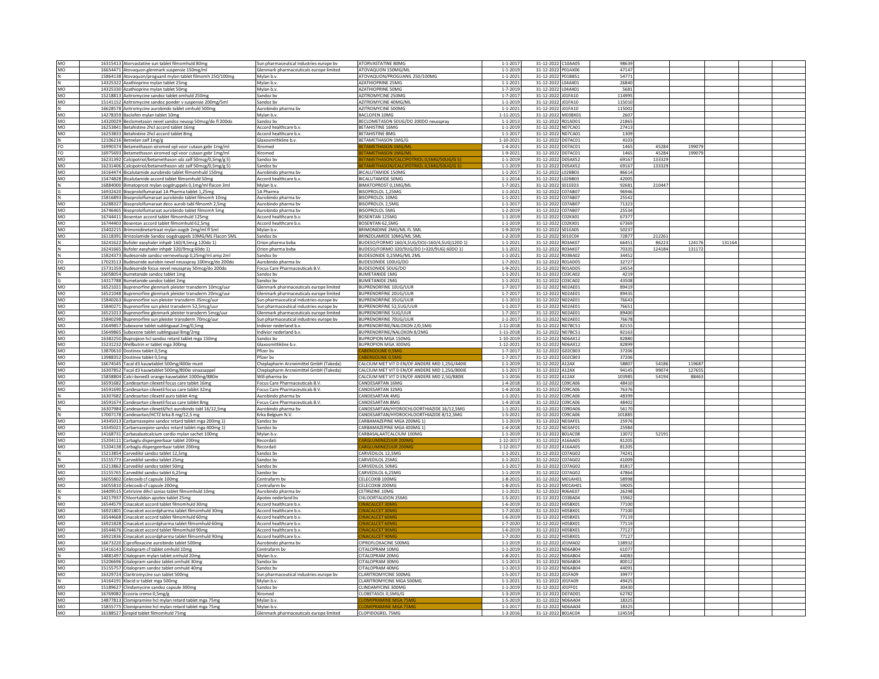| | | | | | | | | | | | | |
|---|---|---|---|---|---|---|---|---|---|---|---|---|
| MO | 16315413 | Atorvastatine sun tablet filmomhuld 80mg | Sun pharmaceutical industries europe bv | ATORVASTATINE 80MG | 1-1-2017 | 31-12-2022 | C10AA05 | 98639 | | | | |
| MO | 16654471 | Atovaquon glenmark suspensie 150mg/ml | Glenmark pharmaceuticals europe limited | ATOVAQUON 150MG/ML | 1-1-2019 | 31-12-2022 | P01AX06 | 47147 | | | | |
| N | 15864138 | Atovaquon/proguanil mylan tablet filmomh 250/100mg | Mylan b.v. | ATOVAQUON/PROGUANIL 250/100MG | 1-1-2021 | 31-12-2022 | P01BB51 | 54771 | | | | |
| N | 14325322 | Azathioprine mylan tablet 25mg | Mylan b.v. | AZATHIOPRINE 25MG | 1-1-2021 | 31-12-2022 | L04AX01 | 26840 | | | | |
| MO | 14325330 | Azathioprine mylan tablet 50mg | Mylan b.v. | AZATHIOPRINE 50MG | 1-7-2019 | 31-12-2022 | L04AX01 | 5681 | | | | |
| MO | 15218813 | Azitromycine sandoz tablet omhuld 250mg | Sandoz bv | AZITROMYCINE 250MG | 1-7-2017 | 31-12-2022 | J01FA10 | 114995 | | | | |
| MO | 15141152 | Azitromycine sandoz poeder v suspensie 200mg/5ml | Sandoz bv | AZITROMYCINE 40MG/ML | 1-1-2019 | 31-12-2022 | J01FA10 | 115010 | | | | |
| N | 16628578 | Azitromycine aurobindo tablet omhuld 500mg | Aurobindo pharma bv | AZITROMYCINE 500MG | 1-1-2021 | 31-12-2022 | J01FA10 | 115002 | | | | |
| MO | 14278359 | Baclofen mylan tablet 10mg | Mylan b.v. | BACLOFEN 10MG | 1-11-2015 | 31-12-2022 | M03BX01 | 2607 | | | | |
| MO | 14320029 | Beclometason nevel sandoz neussp 50mcg/do fl 200do | Sandoz bv | BECLOMETASON 50UG/DO 200DO NEUSSPRAY | 1-1-2013 | 31-12-2022 | R01AD01 | 21865 | | | | |
| MO | 16253841 | Betahistine 2hcl accord tablet 16mg | Accord healthcare b.v. | BETAHISTINE 16MG | 1-1-2019 | 31-12-2022 | N07CA01 | 27413 | | | | |
| MO | 16253833 | Betahistine 2hcl accord tablet 8mg | Accord healthcare b.v. | BETAHISTINE 8MG | 1-1-2017 | 31-12-2022 | N07CA01 | 1309 | | | | |
| N | 12106216 | Betnelan zalf 1mg/g | Glaxosmithkline b.v. | BETAMETHASON 1MG/G | 1-10-2021 | 31-12-2022 | D07AC01 | 4103 | | | | |
| FO | 16990374 | Betamethason xiromed opl voor cutaan gebr 1mg/ml | Xiromed | BETAMETHASON 1MG/ML | 1-4-2021 | 31-12-2022 | D07AC01 | 1465 | 45284 | 199079 | | |
| FO | 16975693 | Betamethason xiromed opl voor cutaan gebr 1mg/ml | Xiromed | BETAMETHASON 1MG/ML | 1-9-2021 | 31-12-2022 | D07AC01 | 1465 | 45284 | 199079 | | |
| MO | 16231392 | Calcipotriol/betamethason sdz zalf 50mcg/0,5mg/g 5) | Sandoz bv | BETAMETHASON/CALCIPOTRIOL 0,5MG/50UG/G 5) | 1-1-2019 | 31-12-2022 | D05AX52 | 69167 | 133329 | | | |
| MO | 16231406 | Calcipotriol/betamethason sdz zalf 50mcg/0,5mg/g 5) | Sandoz bv | BETAMETHASON/CALCIPOTRIOL 0,5MG/50UG/G 5) | 1-1-2019 | 31-12-2022 | D05AX52 | 69167 | 133329 | | | |
| MO | 16164474 | Bicalutamide aurobindo tablet filmomhuld 150mg | Aurobindo pharma bv | BICALUTAMIDE 150MG | 1-1-2017 | 31-12-2022 | L02BB03 | 86614 | | | | |
| MO | 15474828 | Bicalutamide accord tablet filmomhuld 50mg | Accord healthcare b.v. | BICALUTAMIDE 50MG | 1-1-2014 | 31-12-2022 | L02BB03 | 42005 | | | | |
| N | 16884000 | Bimatoprost mylan oogdruppels 0,1mg/ml flacon 3ml | Mylan b.v. | BIMATOPROST 0,1MG/ML | 1-7-2021 | 31-12-2022 | S01EE03 | 92681 | 210447 | | | |
| G | 16932420 | Bisoprololfumaraat 1A Pharma tablet 1,25mg | 1A Pharma | BISOPROLOL 1,25MG | 1-1-2021 | 31-12-2022 | C07AB07 | 96946 | | | | |
| N | 15816893 | Bisoprololfumaraat aurobindo tablet filmomh 10mg | Aurobindo pharma bv | BISOPROLOL 10MG | 1-1-2021 | 31-12-2022 | C07AB07 | 25542 | | | | |
| MO | 16288327 | Bisoprololfumaraat deco aurob tabl filmomh 2,5mg | Aurobindo pharma bv | BISOPROLOL 2,5MG | 1-1-2017 | 31-12-2022 | C07AB07 | 71323 | | | | |
| MO | 16746465 | Bisoprololfumaraat aurobindo tablet filmomh 5mg | Aurobindo pharma bv | BISOPROLOL 5MG | 1-2-2019 | 31-12-2022 | C07AB07 | 25534 | | | | |
| MO | 16744411 | Bosentan accord tablet filmomhuld 125mg | Accord healthcare b.v. | BOSENTAN 125MG | 1-1-2019 | 31-12-2022 | C02KX01 | 67377 | | | | |
| MO | 16744403 | Bosentan accord tablet filmomhuld 62,5mg | Accord healthcare b.v. | BOSENTAN 62,5MG | 1-1-2019 | 31-12-2022 | C02KX01 | 67369 | | | | |
| MO | 15402215 | Brimonidinetartraat mylan oogdr 2mg/ml fl 5ml | Mylan b.v. | BRIMONIDINE 2MG/ML FL 5ML | 1-9-2019 | 31-12-2022 | S01EA05 | 50237 | | | | |
| MO | 16118391 | Brinzolamide Sandoz oogdruppels 10MG/ML Flacon 5ML | Sandoz bv | BRINZOLAMIDE 10MG/ML 5ML | 1-2-2019 | 31-12-2022 | S01EC04 | 72877 | 212261 | | | |
| N | 16241622 | Bufoler easyhaler inhpdr 160/4,5mcg 120do 1) | Orion pharma bvba | BUDESO/FORMO 160/4,5UG/DO(=160/4,5UG)120D 1) | 1-1-2021 | 31-12-2022 | R03AK07 | 66451 | 86223 | 124176 | 131164 | |
| N | 16241665 | Bufoler easyhaler inhpdr 320/9mcg 60do 1) | Orion pharma bvba | BUDESO/FORMO 320/9UG/DO (=320/9UG) 60DO 1) | 1-1-2021 | 31-12-2022 | R03AK07 | 70335 | 124184 | 131172 | | |
| N | 15824373 | Budesonide sandoz vernevelsusp 0,25mg/ml amp 2ml | Sandoz bv | BUDESONIDE 0,25MG/ML 2ML | 1-1-2021 | 31-12-2022 | R03BA02 | 34452 | | | | |
| FO | 17023513 | Budesonide aurobin nevel neusspray 100mcg/do 200do | Aurobindo pharma bv | BUDESONIDE 100UG/DO | 1-7-2021 | 31-12-2022 | R01AD05 | 32727 | | | | |
| MO | 15731359 | Budesonide focus nevel neusspray 50mcg/do 200do | Focus Care Pharmaceuticals B.V. | BUDESONIDE 50UG/DO | 1-9-2021 | 31-12-2022 | R01AD05 | 24554 | | | | |
| N | 16058054 | Bumetanide sandoz tablet 1mg | Sandoz bv | BUMETANIDE 1MG | 1-1-2021 | 31-12-2022 | C03CA02 | 4219 | | | | |
| G | 14317788 | Bumetanide sandoz tablet 2mg | Sandoz bv | BUMETANIDE 2MG | 1-1-2021 | 31-12-2022 | C03CA02 | 43508 | | | | |
| MO | 16521021 | Buprenorfine glenmark pleister transderm 10mcg/uur | Glenmark pharmaceuticals europe limited | BUPRENORFINE 10UG/UUR | 1-7-2017 | 31-12-2022 | N02AE01 | 89419 | | | | |
| MO | 16521048 | Buprenorfine glenmark pleister transderm 20mcg/uur | Glenmark pharmaceuticals europe limited | BUPRENORFINE 20UG/UUR | 1-7-2017 | 31-12-2022 | N02AE01 | 89435 | | | | |
| MO | 15840263 | Buprenorfine sun pleister transderm 35mcg/uur | Sun pharmaceutical industries europe bv | BUPRENORFINE 35UG/UUR | 1-1-2013 | 31-12-2022 | N02AE01 | 76643 | | | | |
| MO | 15840271 | Buprenorfine sun pleist transderm 52,5mcg/uur | Sun pharmaceutical industries europe bv | BUPRENORFINE 52,5UG/UUR | 1-1-2017 | 31-12-2022 | N02AE01 | 76651 | | | | |
| MO | 16521013 | Buprenorfine glenmark pleister transderm 5mcg/uur | Glenmark pharmaceuticals europe limited | BUPRENORFINE 5UG/UUR | 1-7-2017 | 31-12-2022 | N02AE01 | 89400 | | | | |
| MO | 15840298 | Buprenorfine sun pleister transderm 70mcg/uur | Sun pharmaceutical industries europe bv | BUPRENORFINE 70UG/UUR | 1-1-2017 | 31-12-2022 | N02AE01 | 76678 | | | | |
| MO | 15649857 | Suboxone tablet sublinguaal 2mg/0,5mg | Indivior nederland b.v. | BUPRENORFINE/NALOXON 2/0,5MG | 1-11-2018 | 31-12-2022 | N07BC51 | 82155 | | | | |
| MO | 15649865 | Suboxone tablet sublinguaal 8mg/2mg | Indivior nederland b.v. | BUPRENORFINE/NALOXON 8/2MG | 1-11-2018 | 31-12-2022 | N07BC51 | 82163 | | | | |
| MO | 16382250 | Bupropion hcl sandoz retard tablet mga 150mg | Sandoz bv | BUPROPION MGA 150MG | 1-10-2019 | 31-12-2022 | N06AX12 | 82880 | | | | |
| MO | 15231232 | Wellbutrin xr tablet mga 300mg | Glaxosmithkline b.v. | BUPROPION MGA 300MG | 1-12-2021 | 31-12-2022 | N06AX12 | 82899 | | | | |
| MO | 13870610 | Dostinex tablet 0,5mg | Pfizer bv | CABERGOLINE 0,5MG | 1-7-2017 | 31-12-2022 | G02CB03 | 37206 | | | | |
| MO | 13988352 | Dostinex tablet 0,5mg | Pfizer bv | CABERGOLINE 0,5MG | 1-7-2017 | 31-12-2022 | G02CB03 | 37206 | | | | |
| MO | 16674545 | Tacal d3 kauwtablet 500mg/400ie munt | Cheplapharm Arzneimittel GmbH (Takeda) | CALCIUM MET VIT D EN/OF ANDERE MID 1,25G/440IE | 1-1-2019 | 31-12-2022 | A12AX | 58807 | 54186 | 119687 | | |
| MO | 16307852 | Tacal d3 kauwtablet 500mg/800ie sinaasappel | Cheplapharm Arzneimittel GmbH (Takeda) | CALCIUM MET VIT D EN/OF ANDERE MID 1,25G/800IE | 1-1-2017 | 31-12-2022 | A12AX | 94145 | 99074 | 127655 | | |
| MO | 15858804 | Calci-boned3 orange kauwtablet 1000mg/880ie | Will-pharma bv | CALCIUM MET VIT D EN/OF ANDERE MID 2,5G/880IE | 1-1-2016 | 31-12-2022 | A12AX | 103985 | 54194 | 88463 | | |
| MO | 16591682 | Candesartan cilexetil focus care tablet 16mg | Focus Care Pharmaceuticals B.V. | CANDESARTAN 16MG | 1-4-2018 | 31-12-2022 | C09CA06 | 48410 | | | | |
| MO | 16591690 | Candesartan cilexetil focus care tablet 32mg | Focus Care Pharmaceuticals B.V. | CANDESARTAN 32MG | 1-4-2018 | 31-12-2022 | C09CA06 | 76376 | | | | |
| N | 16307682 | Candesartan cilexetil auro tablet 4mg | Aurobindo pharma bv | CANDESARTAN 4MG | 1-1-2021 | 31-12-2022 | C09CA06 | 48399 | | | | |
| MO | 16591674 | Candesartan cilexetil focus care tablet 8mg | Focus Care Pharmaceuticals B.V. | CANDESARTAN 8MG | 1-4-2018 | 31-12-2022 | C09CA06 | 48402 | | | | |
| N | 16307984 | Candesartan cilexetil/hct aurobindo tabl 16/12,5mg | Aurobindo pharma bv | CANDESARTAN/HYDROCHLOORTHIAZIDE 16/12,5MG | 1-1-2021 | 31-12-2022 | C09DA06 | 56170 | | | | |
| N | 17007178 | Candesartan/HCTZ krka 8 mg/12,5 mg | Krka Belgium N.V. | CANDESARTAN/HYDROCHLOORTHIAZIDE 8/12,5MG | 1-5-2021 | 31-12-2022 | C09CA06 | 101885 | | | | |
| MO | 14345013 | Carbamazepine sandoz retard tablet mga 200mg 1) | Sandoz bv | CARBAMAZEPINE MGA 200MG 1) | 1-1-2019 | 31-12-2022 | N03AF01 | 25976 | | | | |
| MO | 14345021 | Carbamazepine sandoz retard tablet mga 400mg 1) | Sandoz bv | CARBAMAZEPINE MGA 400MG 1) | 1-4-2018 | 31-12-2022 | N03AF01 | 25984 | | | | |
| MO | 14168731 | Carbasalaatcalcium cardio mylan sachet 100mg | Mylan b.v. | CARBASALAATCALCIUM 100MG | 1-1-2019 | 31-12-2022 | B01AC08 | 13072 | 52191 | | | |
| MO | 15204111 | Carbaglu dispergeerbaar tablet 200mg | Recordati | CARGLUMINEZUUR 200MG | 1-12-2017 | 31-12-2022 | A16AA05 | 81205 | | | | |
| MO | 15204138 | Carbaglu dispergeerbaar tablet 200mg | Recordati | CARGLUMINEZUUR 200MG | 1-12-2017 | 31-12-2022 | A16AA05 | 81205 | | | | |
| N | 15213854 | Carvedilol sandoz tablet 12,5mg | Sandoz bv | CARVEDILOL 12,5MG | 1-1-2021 | 31-12-2022 | C07AG02 | 74241 | | | | |
| N | 15155773 | Carvedilol sandoz tablet 25mg | Sandoz bv | CARVEDILOL 25MG | 1-1-2021 | 31-12-2022 | C07AG02 | 41009 | | | | |
| MO | 15213862 | Carvedilol sandoz tablet 50mg | Sandoz bv | CARVEDILOL 50MG | 1-1-2017 | 31-12-2022 | C07AG02 | 81817 | | | | |
| MO | 15155765 | Carvedilol sandoz tablet 6,25mg | Sandoz bv | CARVEDILOL 6,25MG | 1-1-2019 | 31-12-2022 | C07AG02 | 47864 | | | | |
| MO | 16055802 | Celecoxib cf capsule 100mg | Centrafarm bv | CELECOXIB 100MG | 1-8-2015 | 31-12-2022 | M01AH01 | 58998 | | | | |
| MO | 16055810 | Celecoxib cf capsule 200mg | Centrafarm bv | CELECOXIB 200MG | 1-8-2015 | 31-12-2022 | M01AH01 | 59005 | | | | |
| N | 16409515 | Cetirizine dihcl sanias tablet filmomhuld 10mg | Aurobindo pharma bv | CETIRIZINE 10MG | 1-1-2021 | 31-12-2022 | R06AE07 | 26298 | | | | |
| N | 14217937 | Chloortalidon apotex tablet 25mg | Apotex nederland bv | CHLOORTALIDON 25MG | 1-5-2021 | 31-12-2022 | C03BA04 | 15962 | | | | |
| MO | 16544579 | Cinacalcet accord tablet filmomhuld 30mg | Accord healthcare b.v. | CINACALCET 30MG | 1-6-2019 | 31-12-2022 | H05BX01 | 77100 | | | | |
| MO | 16921801 | Cinacalcet accordpharma tablet filmomhuld 30mg | Accord healthcare b.v. | CINACALCET 30MG | 1-7-2020 | 31-12-2022 | H05BX01 | 77100 | | | | |
| MO | 16544668 | Cinacalcet accord tablet filmomhuld 60mg | Accord healthcare b.v. | CINACALCET 60MG | 1-6-2019 | 31-12-2022 | H05BX01 | 77119 | | | | |
| MO | 16921828 | Cinacalcet accordpharma tablet filmomhuld 60mg | Accord healthcare b.v. | CINACALCET 60MG | 1-7-2020 | 31-12-2022 | H05BX01 | 77119 | | | | |
| MO | 16544676 | Cinacalcet accord tablet filmomhuld 90mg | Accord healthcare b.v. | CINACALCET 90MG | 1-6-2019 | 31-12-2022 | H05BX01 | 77127 | | | | |
| MO | 16921836 | Cinacalcet accordpharma tablet filmomhuld 90mg | Accord healthcare b.v. | CINACALCET 90MG | 1-7-2020 | 31-12-2022 | H05BX01 | 77127 | | | | |
| MO | 16673220 | Ciprofloxacine aurobindo tablet 500mg | Aurobindo pharma bv | CIPROFLOXACINE 500MG | 1-1-2019 | 31-12-2022 | J01MA02 | 138932 | | | | |
| MO | 15416143 | Citalopram cf tablet omhuld 10mg | Centrafarm bv | CITALOPRAM 10MG | 1-1-2019 | 31-12-2022 | N06AB04 | 61077 | | | | |
| N | 14881497 | Citalopram mylan tablet omhuld 20mg | Mylan b.v. | CITALOPRAM 20MG | 1-8-2021 | 31-12-2022 | N06AB04 | 44083 | | | | |
| MO | 15206696 | Citalopram sandoz tablet omhuld 30mg | Sandoz bv | CITALOPRAM 30MG | 1-1-2013 | 31-12-2022 | N06AB04 | 80012 | | | | |
| MO | 15155757 | Citalopram sandoz tablet omhuld 40mg | Sandoz bv | CITALOPRAM 40MG | 1-1-2013 | 31-12-2022 | N06AB04 | 44091 | | | | |
| MO | 16329724 | Claritromycine sun tablet 500mg | Sun pharmaceutical industries europe bv | CLARITROMYCINE 500MG | 1-5-2017 | 31-12-2022 | J01FA09 | 39977 | | | | |
| N | 14164191 | Klacid sr tablet mga 500mg | Mylan b.v. | CLARITROMYCINE MGA 500MG | 1-1-2021 | 31-12-2022 | J01FA09 | 49425 | | | | |
| MO | 15189627 | Clindamycine sandoz capsule 300mg | Sandoz bv | CLINDAMYCINE 300MG | 1-1-2019 | 31-12-2022 | J01FF01 | 30430 | | | | |
| MO | 16769082 | Eczoria creme 0,5mg/g | Xiromed | CLOBETASOL 0,5MG/G | 1-3-2019 | 31-12-2022 | D07AD01 | 62782 | | | | |
| MO | 14877813 | Clomipramine hcl mylan retard tablet mga 75mg | Mylan b.v. | CLOMIPRAMINE MGA 75MG | 1-5-2019 | 31-12-2022 | N06AA04 | 18325 | | | | |
| MO | 15855775 | Clomipramine hcl mylan retard tablet mga 75mg | Mylan b.v. | CLOMIPRAMINE MGA 75MG | 1-1-2017 | 31-12-2022 | N06AA04 | 18325 | | | | |
| MO | 16188527 | Grepid tablet filmomhuld 75mg | Glenmark pharmaceuticals europe limited | CLOPIDOGREL 75MG | 1-3-2016 | 31-12-2022 | B01AC04 | 124559 | | | | |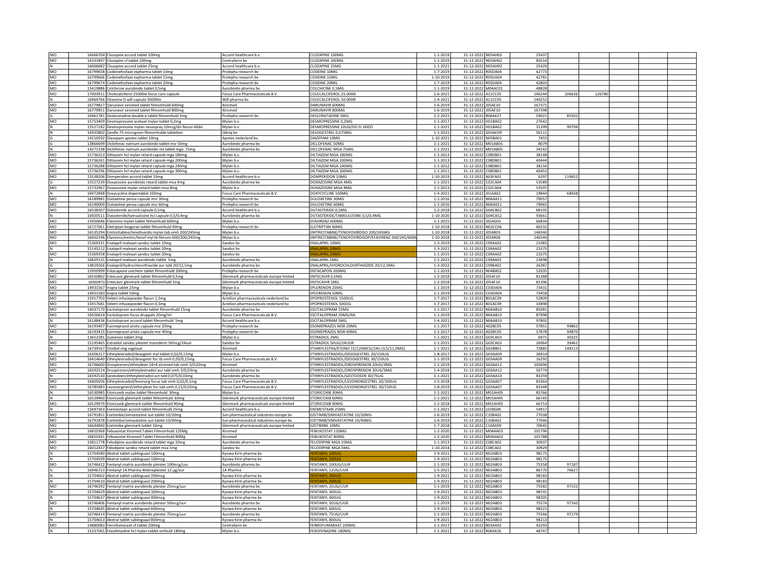| | | | | | | | | | | | | | |
|---|---|---|---|---|---|---|---|---|---|---|---|---|---|
| MO | 16666704 | Clozapine accord tablet 100mg | Accord healthcare b.v. | CLOZAPINE 100MG | 1-1-2019 | 31-12-2022 | N05AH02 | 25437 | | | | | |
| MO | 16333497 | Clozapine cf tablet 200mg | Centrafarm bv | CLOZAPINE 200MG | 1-1-2019 | 31-12-2022 | N05AH02 | 85014 | | | | | |
| N | 16666682 | Clozapine accord tablet 25mg | Accord healthcare b.v. | CLOZAPINE 25MG | 1-1-2021 | 31-12-2022 | N05AH02 | 25429 | | | | | |
| MO | 16799658 | Codeinefosfaat expharma tablet 10mg | Prolepha research bv | CODEINE 10MG | 1-7-2019 | 31-12-2022 | R05DA04 | 42773 | | | | | |
| MO | 16799666 | Codeinefosfaat expharma tablet 15mg | Prolepha research bv | CODEINE 15MG | 1-10-2019 | 31-12-2022 | R05DA04 | 42781 | | | | | |
| MO | 16799674 | Codeinefosfaat expharma tablet 20mg | Prolepha research bv | CODEINE 20MG | 1-7-2019 | 31-12-2022 | R05DA04 | 42803 | | | | | |
| MO | 15419886 | Colchicine aurobindo tablet 0,5mg | Aurobindo pharma bv | COLCHICINE 0,5MG | 1-1-2019 | 31-12-2022 | M04AC01 | 48828 | | | | | |
| MO | 17003911 | Cholecalciferol 25000ie focus care capsule | Focus Care Pharmaceuticals B.V. | COLECALCIFEROL 25.000IE | 1-6-2021 | 31-12-2022 | A11CC05 | 140244 | 206636 | 126780 | | | |
| N | 16969766 | Vitamine D will capsule 50000ie | Will-pharma bv | COLECALCIFEROL 50.000IE | 1-4-2021 | 31-12-2022 | A11CC05 | 140252 | | | | | |
| MO | 16779827 | Darunavir xiromed tablet filmomhuld 600mg | Xiromed | DARUNAVIR 600MG | 1-6-2019 | 31-12-2022 | J05AE10 | 167371 | | | | | |
| MO | 16779851 | Darunavir xiromed tablet filmomhuld 800mg | Xiromed | DARUNAVIR 800MG | 1-6-2019 | 31-12-2022 | J05AE10 | 167398 | | | | | |
| G | 16961781 | Desloratadine double-e tablet filmomhuld 5mg | Prolepha research bv | DESLORATADINE 5MG | 1-2-2021 | 31-12-2022 | R06AX27 | 59021 | 85502 | | | | |
| MO | 15753409 | Desmopressine acetaat mylan tablet 0,2mg | Mylan b.v. | DESMOPRESSINE 0,2MG | 1-1-2017 | 31-12-2022 | H01BA02 | 27642 | | | | | |
| N | 15527182 | Desmopressine mylan neusspray 10mcg/do flacon 60do | Mylan b.v. | DESMOPRESSINE 10UG/DO FL 60DO | 1-1-2021 | 31-12-2022 | H01BA02 | 31399 | 90794 | | | | |
| N | 16935802 | Zarelle 75 microgram filmomhulde tabletten | Qliniq bv | DESOGESTREL 0,075MG | 1-1-2021 | 31-12-2022 | G03AC09 | 56111 | | | | | |
| G | 14210592 | Diazepam apotex tablet 10mg | Apotex nederland bv | DIAZEPAM 10MG | 1-10-2021 | 31-12-2022 | N05BA01 | 7455 | | | | | |
| G | 13866699 | Diclofenac natrium aurobindo tablet msr 50mg | Aurobindo pharma bv | DICLOFENAC 50MG | 1-1-2021 | 31-12-2022 | M01AB05 | 8079 | | | | | |
| N | 14271338 | Diclofenac natrium aurobindo ret tablet mga 75mg | Aurobindo pharma bv | DICLOFENAC MGA 75MG | 1-1-2021 | 31-12-2022 | M01AB05 | 34142 | | | | | |
| MO | 15736253 | Diltiazem hcl mylan retard capsule mga 180mg | Mylan b.v. | DILTIAZEM MGA 180MG | 1-1-2013 | 31-12-2022 | C08DB01 | 38148 | | | | | |
| MO | 15736261 | Diltiazem hcl mylan retard capsule mga 200mg | Mylan b.v. | DILTIAZEM MGA 200MG | 1-1-2013 | 31-12-2022 | C08DB01 | 40444 | | | | | |
| MO | 15736288 | Diltiazem hcl mylan retard capsule mga 240mg | Mylan b.v. | DILTIAZEM MGA 240MG | 1-1-2012 | 31-12-2022 | C08DB01 | 38156 | | | | | |
| MO | 15736296 | Diltiazem hcl mylan retard capsule mga 300mg | Mylan b.v. | DILTIAZEM MGA 300MG | 1-1-2011 | 31-12-2022 | C08DB01 | 40452 | | | | | |
| MO | 15538206 | Domperidon accord tablet 10mg | Accord healthcare b.v. | DOMPERIDON 10MG | 1-10-2019 | 31-12-2022 | A03FA03 | 6297 | 119652 | | | | |
| G | 15527239 | Doxazosine aurobindo retard tablet mva 4mg | Aurobindo pharma bv | DOXAZOSINE MGA 4MG | 1-1-2021 | 31-12-2022 | C02CA04 | 53589 | | | | | |
| MO | 15732967 | Doxazosine mylan retard tablet mva 8mg | Mylan b.v. | DOXAZOSINE MGA 8MG | 1-1-2013 | 31-12-2022 | C02CA04 | 53597 | | | | | |
| N | 16972848 | Doxycycline dispertablet 100mg | Focus Care Pharmaceuticals B.V. | DOXYCYCLINE 100MG | 1-4-2021 | 31-12-2022 | J01AA02 | 19844 | 68438 | | | | |
| MO | 16189981 | Duloxetine pensa capsule msr 30mg | Prolepha research bv | DULOXETINE 30MG | 1-1-2016 | 31-12-2022 | N06AX21 | 79057 | | | | | |
| MO | 16190009 | Duloxetine pensa capsule msr 60mg | Prolepha research bv | DULOXETINE 60MG | 1-1-2016 | 31-12-2022 | N06AX21 | 79065 | | | | | |
| MO | 16538307 | Dutasteride accord capsule 0,5mg | Accord healthcare b.v. | DUTASTERIDE 0,5MG | 1-2-2018 | 31-12-2022 | G04CB02 | 68195 | | | | | |
| N | 16920511 | Dutasteride/tamsulosine hcl capsule 0,5/0,4mg | Aurobindo pharma bv | DUTASTERIDE/TAMSULOSINE 0,5/0,4MG | 1-10-2020 | 31-12-2022 | G04CA52 | 93661 | | | | | |
| MO | 15950646 | Efavirenz mylan tablet filmomhuld 600mg | Mylan b.v. | EFAVIRENZ 600MG | 1-1-2015 | 31-12-2022 | J05AG03 | 66834 | | | | | |
| MO | 16727061 | Eletriptan biogaran tablet filmomhuld 40mg | Prolepha research bv | ELETRIPTAN 40MG | 1-10-2018 | 31-12-2022 | N02CC06 | 60232 | | | | | |
| MO | 16535294 | Emtricitabine/tenofovirdis mylan tab omh 200/245mg | Mylan b.v. | EMTRICITABINE/TENOFOVIRDISO 200/245MG | 1-10-2018 | 31-12-2022 | J05AR03 | 146560 | | | | | |
| MO | 16602196 | Efavirenz/emtric/tenof myl tb filmom 600/200/245mg | Mylan b.v. | EMTRICITABINE/TENOFOVIRDISOP/EFAVIRENZ 200/245/600M | 1-10-2018 | 31-12-2022 | J05AR06 | 146544 | | | | | |
| MO | 15369331 | Enalapril maleaat sandoz tablet 10mg | Sandoz bv | ENALAPRIL 10MG | 1-3-2019 | 31-12-2022 | C09AA02 | 21083 | | | | | |
| N | 15145212 | Enalapril maleaat sandoz tablet 20mg | Sandoz bv | ENALAPRIL 20MG | 1-3-2021 | 31-12-2022 | C09AA02 | 21075 | | | | | |
| MO | 15369358 | Enalapril maleaat sandoz tablet 20mg | Sandoz bv | ENALAPRIL 20MG | 1-1-2015 | 31-12-2022 | C09AA02 | 21075 | | | | | |
| N | 16829131 | Enalapril maleaat aurobindo tablet 5mg | Aurobindo pharma bv | ENALAPRIL 5MG | 1-1-2021 | 31-12-2022 | C09AA02 | 23698 | | | | | |
| G | 14829266 | Enalapril/hydrochloorthiazide aur tabl 20/12,5mg | Aurobindo pharma bv | ENALAPRIL/HYDROCHLOORTHIAZIDE 20/12,5MG | 1-3-2022 | 31-12-2022 | C09BA02 | 26387 | | | | | |
| MO | 15950999 | Entacapone unichem tablet filmomhuld 200mg | Prolepha research bv | ENTACAPON 200MG | 1-1-2019 | 31-12-2022 | N04BX02 | 52035 | | | | | |
| MO | 16550862 | Entecavir glenmark tablet filmomhuld 0,5mg | Glenmark pharmaceuticals europe limited | ENTECAVIR 0,5MG | 1-2-2018 | 31-12-2022 | J05AF10 | 81388 | | | | | |
| MO | 16550870 | Entecavir glenmark tablet filmomhuld 1mg | Glenmark pharmaceuticals europe limited | ENTECAVIR 1MG | 1-2-2018 | 31-12-2022 | J05AF10 | 81396 | | | | | |
| MO | 14931567 | Inspra tablet 25mg | Mylan b.v. | EPLERENON 25MG | 1-1-2019 | 31-12-2022 | C03DA04 | 73431 | | | | | |
| MO | 14931583 | Inspra tablet 50mg | Mylan b.v. | EPLERENON 50MG | 1-1-2019 | 31-12-2022 | C03DA04 | 73458 | | | | | |
| MO | 15917703 | Veletri infusiepoeder flacon 1,5mg | Actelion pharmaceuticals nederland bv | EPOPROSTENOL 1500UG | 1-7-2017 | 31-12-2022 | B01AC09 | 52809 | | | | | |
| MO | 15917681 | Veletri infusiepoeder flacon 0,5mg | Actelion pharmaceuticals nederland bv | EPOPROSTENOL 500UG | 1-7-2017 | 31-12-2022 | B01AC09 | 33898 | | | | | |
| MO | 16037170 | Escitalopram aurobindo tablet filmomhuld 15mg | Aurobindo pharma bv | ESCITALOPRAM 15MG | 1-1-2017 | 31-12-2022 | N06AB10 | 85081 | | | | | |
| MO | 16026624 | Escitalopram focus druppels 20mg/ml | Focus Care Pharmaceuticals B.V. | ESCITALOPRAM 20MG/ML | 1-1-2019 | 31-12-2022 | N06AB10 | 87998 | | | | | |
| N | 16148436 | Escitalopram accord tablet filmomhuld 5mg | Accord healthcare b.v. | ESCITALOPRAM 5MG | 1-4-2021 | 31-12-2022 | N06AB10 | 97802 | | | | | |
| MO | 16193407 | Esomeprazol aristo capsule msr 20mg | Prolepha research bv | ESOMEPRAZOL MSR 20MG | 1-1-2017 | 31-12-2022 | A02BC05 | 57851 | 94862 | | | | |
| MO | 16193415 | Esomeprazol aristo capsule msr 40mg | Prolepha research bv | ESOMEPRAZOL MSR 40MG | 1-1-2017 | 31-12-2022 | A02BC05 | 57878 | 94870 | | | | |
| N | 13652281 | Zumenon tablet 2mg | Mylan b.v. | ESTRADIOL 2MG | 1-1-2021 | 31-12-2022 | G03CA03 | 6971 | 30325 | | | | |
| MO | 15195465 | Estradiol sandoz pleister transderm 50mcg/24uur | Sandoz bv | ESTRADIOL 50UG/24UUR | 1-1-2015 | 31-12-2022 | G03CA03 | 26964 | 39462 | | | | |
| N | 16739167 | Ornibel ring vaginaal | Xiromed | ETHINYLESTRA/ETONO 15/120MCG/24U (3,5/11,0MG) | 1-1-2021 | 31-12-2022 | G02BB01 | 72885 | 148113 | | | | |
| MO | 16306317 | Ethinylestradiol/desogestr myl tablet 0,02/0,15mg | Mylan b.v. | ETHINYLESTRADIOL/DESOGESTREL 20/150UG | 1-8-2017 | 31-12-2022 | G03AA09 | 30414 | | | | | |
| MO | 16414640 | Ethinylestradiol/desogestr foc tb omh 0,03/0,15mg | Focus Care Pharmaceuticals B.V. | ETHINYLESTRADIOL/DESOGESTREL 30/150UG | 1-1-2019 | 31-12-2022 | G03AA09 | 16292 | | | | | |
| MO | 16746600 | Drospirenon/ethinylestr 24+4 xiromed tab omh 3/0,02mg | Xiromed | ETHINYLESTRADIOL/DROSPIRENON 20UG/3MG | 1-1-2019 | 31-12-2022 | G03AA12 | 105694 | | | | | |
| MO | 16592514 | Drospirenon/ethinylestradiol aur tabl omh 3/0,03mg | Aurobindo pharma bv | ETHINYLESTRADIOL/DROSPIRENON 30UG/3MG | 1-4-2018 | 31-12-2022 | G03AA12 | 56774 | | | | | |
| N | 16592530 | Gestodeen/ethinylestradiol act tabl 0,075/0,03mg | Aurobindo pharma bv | ETHINYLESTRADIOL/GESTODEEN 30/75UG | 1-1-2021 | 31-12-2022 | G03AA10 | 83259 | | | | | |
| MO | 16405056 | Ethinylestradiol/levonorg focus tab omh 0,02/0,1mg | Focus Care Pharmaceuticals B.V. | ETHINYLESTRADIOL/LEVONORGESTREL 20/100UG | 1-5-2018 | 31-12-2022 | G03AA07 | 83364 | | | | | |
| MO | 16785983 | Levonorgestrel/ethinylestr foc tab omh 0,15/0,03mg | Focus Care Pharmaceuticals B.V. | ETHINYLESTRADIOL/LEVONORGESTREL 30/150UG | 1-8-2019 | 31-12-2022 | G03AA07 | 83348 | | | | | |
| N | 16530985 | Etoricoxib mylan tablet filmomhuld 30mg | Mylan b.v. | ETORICOXIB 30MG | 1-1-2021 | 31-12-2022 | M01AH05 | 85766 | | | | | |
| N | 16529960 | Etoricoxib glenmark tablet filmomhuld 60mg | Glenmark pharmaceuticals europe limited | ETORICOXIB 60MG | 1-1-2021 | 31-12-2022 | M01AH05 | 66745 | | | | | |
| MO | 16529979 | Etoricoxib glenmark tablet filmomhuld 90mg | Glenmark pharmaceuticals europe limited | ETORICOXIB 90MG | 1-2-2018 | 31-12-2022 | M01AH05 | 66753 | | | | | |
| N | 15697363 | Exemestaan accord tablet filmomhuld 25mg | Accord healthcare b.v. | EXEMESTAAN 25MG | 1-1-2021 | 31-12-2022 | L02BG06 | 54917 | | | | | |
| MO | 16791851 | Ezetimibe/simvastatine sun tablet 10/20mg | Sun pharmaceutical industries europe bv | EZETIMIB/SIMVASTATINE 10/20MG | 1-6-2019 | 31-12-2022 | C10BA02 | 77038 | | | | | |
| MO | 16791878 | Ezetimibe/simvastatine sun tablet 10/40mg | Sun pharmaceutical industries europe bv | EZETIMIB/SIMVASTATINE 10/40MG | 1-6-2019 | 31-12-2022 | C10BA02 | 77046 | | | | | |
| MO | 16644840 | Ezetimibe glenmark tablet 10mg | Glenmark pharmaceuticals europe limited | EZETIMIBE 10MG | 1-7-2018 | 31-12-2022 | C10AX09 | 70645 | | | | | |
| MO | 16810368 | Febuxostat Xiromed Tablet Filmomhuld 120MG | Xiromed | FEBUXOSTAT 120MG | 1-2-2020 | 31-12-2022 | M04AA03 | 101796 | | | | | |
| MO | 16810341 | Febuxostat Xiromed Tablet Filmomhuld 80MG | Xiromed | FEBUXOSTAT 80MG | 1-2-2020 | 31-12-2022 | M04AA03 | 101788 | | | | | |
| MO | 15811778 | Felodipine aurobindo retard tablet mga 10mg | Aurobindo pharma bv | FELODIPINE MGA 10MG | 1-1-2013 | 31-12-2022 | C08CA02 | 30937 | | | | | |
| MO | 16012437 | Felodipine sandoz retard tablet mva 5mg | Sandoz bv | FELODIPINE MGA 5MG | 1-10-2014 | 31-12-2022 | C08CA02 | 30929 | | | | | |
| N | 15704580 | Abstral tablet sublinguaal 100mcg | Kyowa Kirin pharma bv | FENTANYL 100UG | 1-9-2021 | 31-12-2022 | N02AB03 | 98175 | | | | | |
| N | 15704599 | Abstral tablet sublinguaal 100mcg | Kyowa Kirin pharma bv | FENTANYL 100UG | 1-9-2021 | 31-12-2022 | N02AB03 | 98175 | | | | | |
| MO | 16746422 | Fentanyl matrix aurobindo pleister 100mcg/uur | Aurobindo pharma bv | FENTANYL 100UG/UUR | 1-1-2019 | 31-12-2022 | N02AB03 | 75558 | 97187 | | | | |
| G | 16946723 | Fentanyl 1A Pharma Matrixpleister 12 µg/uur | 1A Pharma | FENTANYL 12UG/UUR | 1-5-2021 | 31-12-2022 | N02AB03 | 86770 | 76627 | | | | |
| N | 15704602 | Abstral tablet sublinguaal 200mcg | Kyowa Kirin pharma bv | FENTANYL 200UG | 1-9-2021 | 31-12-2022 | N02AB03 | 98183 | | | | | |
| N | 15704610 | Abstral tablet sublinguaal 200mcg | Kyowa Kirin pharma bv | FENTANYL 200UG | 1-9-2021 | 31-12-2022 | N02AB03 | 98183 | | | | | |
| MO | 16746392 | Fentanyl matrix aurobindo pleister 25mcg/uur | Aurobindo pharma bv | FENTANYL 25UG/UUR | 1-1-2019 | 31-12-2022 | N02AB03 | 75582 | 97152 | | | | |
| N | 15704629 | Abstral tablet sublinguaal 300mcg | Kyowa Kirin pharma bv | FENTANYL 300UG | 1-9-2021 | 31-12-2022 | N02AB03 | 98191 | | | | | |
| N | 15704637 | Abstral tablet sublinguaal 400mcg | Kyowa Kirin pharma bv | FENTANYL 400UG | 1-9-2021 | 31-12-2022 | N02AB03 | 98205 | | | | | |
| MO | 16746406 | Fentanyl matrix aurobindo pleister 50mcg/uur | Aurobindo pharma bv | FENTANYL 50UG/UUR | 1-1-2019 | 31-12-2022 | N02AB03 | 75574 | 97160 | | | | |
| N | 15704645 | Abstral tablet sublinguaal 600mcg | Kyowa Kirin pharma bv | FENTANYL 600UG | 1-9-2021 | 31-12-2022 | N02AB03 | 98221 | | | | | |
| MO | 16746414 | Fentanyl matrix aurobindo pleister 75mcg/uur | Aurobindo pharma bv | FENTANYL 75UG/UUR | 1-1-2019 | 31-12-2022 | N02AB03 | 75566 | 97179 | | | | |
| N | 15704653 | Abstral tablet sublinguaal 800mcg | Kyowa Kirin pharma bv | FENTANYL 800UG | 1-9-2021 | 31-12-2022 | N02AB03 | 98213 | | | | | |
| MO | 14880083 | Ferrofumaraat cf tablet 200mg | Centrafarm bv | FERROFUMARAAT 200MG | 1-1-2017 | 31-12-2022 | B03AA02 | 42293 | | | | | |
| N | 15337065 | Fexofenadine hcl mylan tablet omhuld 180mg | Mylan b.v. | FEXOFENADINE 180MG | 1-1-2021 | 31-12-2022 | R06AX26 | 48747 | | | | | |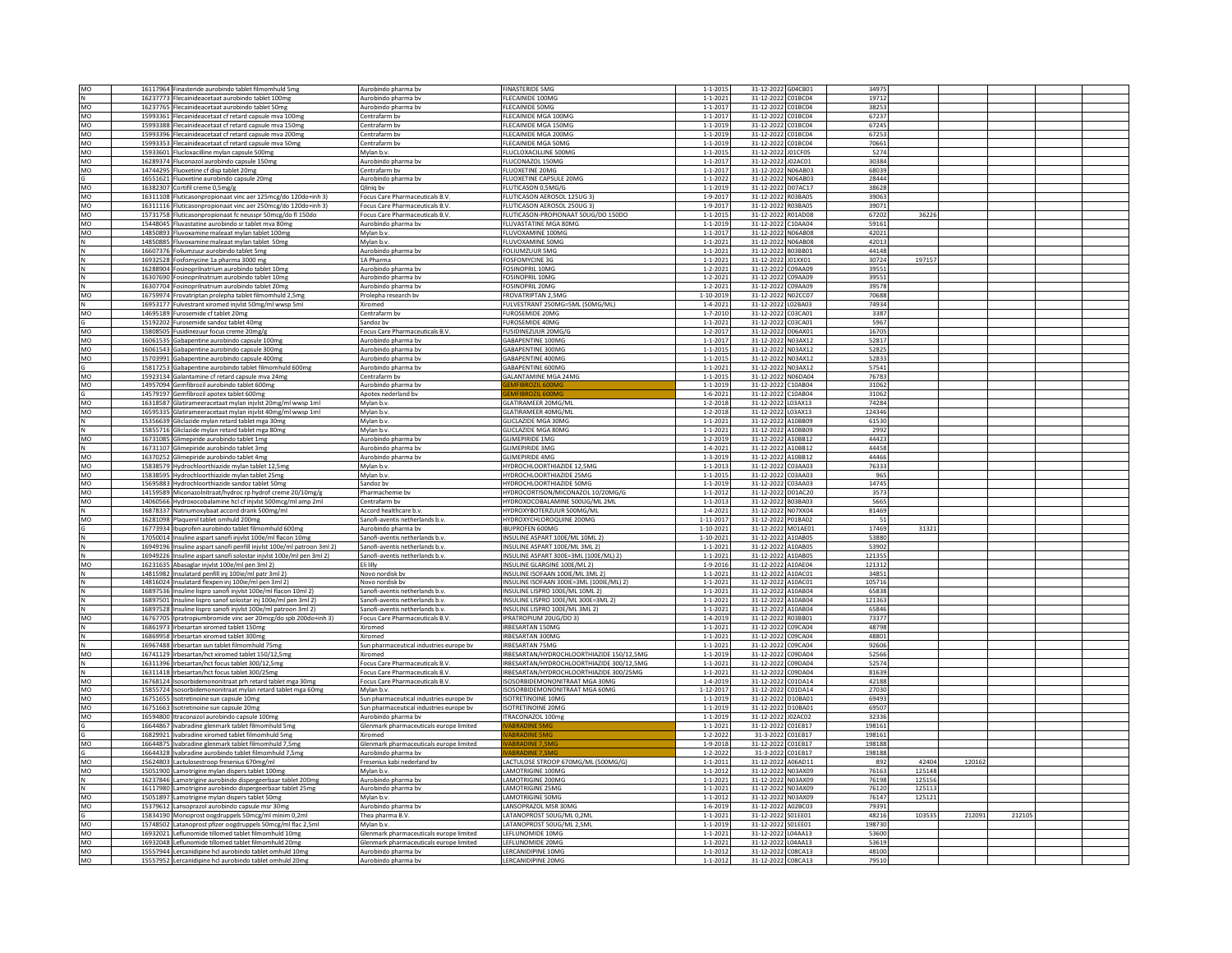| | | | | | | | | | | | | |
|---|---|---|---|---|---|---|---|---|---|---|---|---|
| MO | 16117964 | Finasteride aurobindo tablet filmomhuld 5mg | Aurobindo pharma bv | FINASTERIDE 5MG | 1-1-2015 | 31-12-2022 | G04CB01 | 34975 | | | | |
| N | 16237773 | Flecainideacetaat aurobindo tablet 100mg | Aurobindo pharma bv | FLECAINIDE 100MG | 1-1-2021 | 31-12-2022 | C01BC04 | 19712 | | | | |
| MO | 16237765 | Flecainideacetaat aurobindo tablet 50mg | Aurobindo pharma bv | FLECAINIDE 50MG | 1-1-2017 | 31-12-2022 | C01BC04 | 38253 | | | | |
| MO | 15993361 | Flecainideacetaat cf retard capsule mva 100mg | Centrafarm bv | FLECAINIDE MGA 100MG | 1-1-2017 | 31-12-2022 | C01BC04 | 67237 | | | | |
| MO | 15993388 | Flecainideacetaat cf retard capsule mva 150mg | Centrafarm bv | FLECAINIDE MGA 150MG | 1-1-2019 | 31-12-2022 | C01BC04 | 67245 | | | | |
| MO | 15993396 | Flecainideacetaat cf retard capsule mva 200mg | Centrafarm bv | FLECAINIDE MGA 200MG | 1-1-2019 | 31-12-2022 | C01BC04 | 67253 | | | | |
| MO | 15993353 | Flecainideacetaat cf retard capsule mva 50mg | Centrafarm bv | FLECAINIDE MGA 50MG | 1-1-2019 | 31-12-2022 | C01BC04 | 70661 | | | | |
| MO | 15933601 | Flucloxacilline mylan capsule 500mg | Mylan b.v. | FLUCLOXACILLINE 500MG | 1-1-2015 | 31-12-2022 | J01CF05 | 5274 | | | | |
| MO | 16289374 | Fluconazol aurobindo capsule 150mg | Aurobindo pharma bv | FLUCONAZOL 150MG | 1-1-2017 | 31-12-2022 | J02AC01 | 30384 | | | | |
| MO | 14744295 | Fluoxetine cf disp tablet 20mg | Centrafarm bv | FLUOXETINE 20MG | 1-1-2017 | 31-12-2022 | N06AB03 | 68039 | | | | |
| G | 16551621 | Fluoxetine aurobindo capsule 20mg | Aurobindo pharma bv | FLUOXETINE CAPSULE 20MG | 1-1-2022 | 31-12-2022 | N06AB03 | 28444 | | | | |
| MO | 16382307 | Cortifil creme 0,5mg/g | Qliniq bv | FLUTICASON 0,5MG/G | 1-1-2019 | 31-12-2022 | D07AC17 | 38628 | | | | |
| MO | 16311108 | Fluticasonpropionaat vinc aer 125mcg/do 120do+inh 3) | Focus Care Pharmaceuticals B.V. | FLUTICASON AEROSOL 125UG 3) | 1-9-2017 | 31-12-2022 | R03BA05 | 39063 | | | | |
| MO | 16311116 | Fluticasonpropionaat vinc aer 250mcg/do 120do+inh 3) | Focus Care Pharmaceuticals B.V. | FLUTICASON AEROSOL 250UG 3) | 1-9-2017 | 31-12-2022 | R03BA05 | 39071 | | | | |
| MO | 15731758 | Fluticasonpropionaat fc neusspr 50mcg/do fl 150do | Focus Care Pharmaceuticals B.V. | FLUTICASON-PROPIONAAT 50UG/DO 150DO | 1-1-2015 | 31-12-2022 | R01AD08 | 67202 | 36226 | | | |
| MO | 15448045 | Fluvastatine aurobindo sr tablet mva 80mg | Aurobindo pharma bv | FLUVASTATINE MGA 80MG | 1-1-2019 | 31-12-2022 | C10AA04 | 59161 | | | | |
| MO | 14850893 | Fluvoxamine maleaat mylan tablet 100mg | Mylan b.v. | FLUVOXAMINE 100MG | 1-1-2017 | 31-12-2022 | N06AB08 | 42021 | | | | |
| N | 14850885 | Fluvoxamine maleaat mylan tablet 50mg | Mylan b.v. | FLUVOXAMINE 50MG | 1-1-2021 | 31-12-2022 | N06AB08 | 42013 | | | | |
| N | 16607376 | Foliumzuur aurobindo tablet 5mg | Aurobindo pharma bv | FOLIUMZUUR 5MG | 1-1-2021 | 31-12-2022 | B03BB01 | 44148 | | | | |
| N | 16932528 | Fosfomycine 1a pharma 3000 mg | 1A Pharma | FOSFOMYCINE 3G | 1-1-2021 | 31-12-2022 | J01XX01 | 30724 | 197157 | | | |
| N | 16288904 | Fosinoprilnatrium aurobindo tablet 10mg | Aurobindo pharma bv | FOSINOPRIL 10MG | 1-2-2021 | 31-12-2022 | C09AA09 | 39551 | | | | |
| N | 16307690 | Fosinoprilnatrium aurobindo tablet 10mg | Aurobindo pharma bv | FOSINOPRIL 10MG | 1-2-2021 | 31-12-2022 | C09AA09 | 39551 | | | | |
| N | 16307704 | Fosinoprilnatrium aurobindo tablet 20mg | Aurobindo pharma bv | FOSINOPRIL 20MG | 1-2-2021 | 31-12-2022 | C09AA09 | 39578 | | | | |
| MO | 16759974 | Frovatriptan prolepha tablet filmomhuld 2,5mg | Prolepha research bv | FROVATRIPTAN 2,5MG | 1-10-2019 | 31-12-2022 | N02CC07 | 70688 | | | | |
| N | 16953177 | Fulvestrant xiromed injvlst 50mg/ml wwsp 5ml | Xiromed | FULVESTRANT 250MG=5ML (50MG/ML) | 1-4-2021 | 31-12-2022 | L02BA03 | 74934 | | | | |
| MO | 14695189 | Furosemide cf tablet 20mg | Centrafarm bv | FUROSEMIDE 20MG | 1-7-2010 | 31-12-2022 | C03CA01 | 3387 | | | | |
| G | 15192202 | Furosemide sandoz tablet 40mg | Sandoz bv | FUROSEMIDE 40MG | 1-1-2021 | 31-12-2022 | C03CA01 | 5967 | | | | |
| MO | 15808505 | Fusidinezuur focus creme 20mg/g | Focus Care Pharmaceuticals B.V. | FUSIDINEZUUR 20MG/G | 1-2-2017 | 31-12-2022 | D06AX01 | 16705 | | | | |
| MO | 16061535 | Gabapentine aurobindo capsule 100mg | Aurobindo pharma bv | GABAPENTINE 100MG | 1-1-2017 | 31-12-2022 | N03AX12 | 52817 | | | | |
| MO | 16061543 | Gabapentine aurobindo capsule 300mg | Aurobindo pharma bv | GABAPENTINE 300MG | 1-1-2015 | 31-12-2022 | N03AX12 | 52825 | | | | |
| MO | 15703991 | Gabapentine aurobindo capsule 400mg | Aurobindo pharma bv | GABAPENTINE 400MG | 1-1-2015 | 31-12-2022 | N03AX12 | 52833 | | | | |
| G | 15817253 | Gabapentine aurobindo tablet filmomhuld 600mg | Aurobindo pharma bv | GABAPENTINE 600MG | 1-1-2021 | 31-12-2022 | N03AX12 | 57541 | | | | |
| MO | 15923134 | Galantamine cf retard capsule mva 24mg | Centrafarm bv | GALANTAMINE MGA 24MG | 1-1-2015 | 31-12-2022 | N06DA04 | 76783 | | | | |
| MO | 14957094 | Gemfibrozil aurobindo tablet 600mg | Aurobindo pharma bv | GEMFIBROZIL 600MG | 1-1-2019 | 31-12-2022 | C10AB04 | 31062 | | | | |
| G | 14579197 | Gemfibrozil apotex tablet 600mg | Apotex nederland bv | GEMFIBROZIL 600MG | 1-6-2021 | 31-12-2022 | C10AB04 | 31062 | | | | |
| MO | 16318587 | Glatirameeracetaat mylan injvlst 20mg/ml wwsp 1ml | Mylan b.v. | GLATIRAMEER 20MG/ML | 1-2-2018 | 31-12-2022 | L03AX13 | 74284 | | | | |
| MO | 16595335 | Glatirameeracetaat mylan injvlst 40mg/ml wwsp 1ml | Mylan b.v. | GLATIRAMEER 40MG/ML | 1-2-2018 | 31-12-2022 | L03AX13 | 124346 | | | | |
| N | 15356639 | Gliclazide mylan retard tablet mga 30mg | Mylan b.v. | GLICLAZIDE MGA 30MG | 1-1-2021 | 31-12-2022 | A10BB09 | 61530 | | | | |
| N | 15855716 | Gliclazide mylan retard tablet mga 80mg | Mylan b.v. | GLICLAZIDE MGA 80MG | 1-1-2021 | 31-12-2022 | A10BB09 | 2992 | | | | |
| MO | 16731085 | Glimepiride aurobindo tablet 1mg | Aurobindo pharma bv | GLIMEPIRIDE 1MG | 1-2-2019 | 31-12-2022 | A10BB12 | 44423 | | | | |
| N | 16731107 | Glimepiride aurobindo tablet 3mg | Aurobindo pharma bv | GLIMEPIRIDE 3MG | 1-4-2021 | 31-12-2022 | A10BB12 | 44458 | | | | |
| MO | 16370252 | Glimepiride aurobindo tablet 4mg | Aurobindo pharma bv | GLIMEPIRIDE 4MG | 1-3-2019 | 31-12-2022 | A10BB12 | 44466 | | | | |
| MO | 15838579 | Hydrochloorthiazide mylan tablet 12,5mg | Mylan b.v. | HYDROCHLOORTHIAZIDE 12,5MG | 1-1-2013 | 31-12-2022 | C03AA03 | 76333 | | | | |
| MO | 15838595 | Hydrochloorthiazide mylan tablet 25mg | Mylan b.v. | HYDROCHLOORTHIAZIDE 25MG | 1-1-2015 | 31-12-2022 | C03AA03 | 965 | | | | |
| MO | 15695883 | Hydrochloorthiazide sandoz tablet 50mg | Sandoz bv | HYDROCHLOORTHIAZIDE 50MG | 1-1-2019 | 31-12-2022 | C03AA03 | 14745 | | | | |
| MO | 14159589 | Miconazolnitraat/hydroc rp hydrof creme 20/10mg/g | Pharmachemie bv | HYDROCORTISON/MICONAZOL 10/20MG/G | 1-1-2012 | 31-12-2022 | D01AC20 | 3573 | | | | |
| MO | 14060566 | Hydroxocobalamine hcl cf injvlst 500mcg/ml amp 2ml | Centrafarm bv | HYDROXOCOBALAMINE 500UG/ML 2ML | 1-1-2013 | 31-12-2022 | B03BA03 | 5665 | | | | |
| N | 16878337 | Natriumoxybaat accord drank 500mg/ml | Accord healthcare b.v. | HYDROXYBOTERZUUR 500MG/ML | 1-4-2021 | 31-12-2022 | N07XX04 | 81469 | | | | |
| MO | 16281098 | Plaquenil tablet omhuld 200mg | Sanofi-aventis netherlands b.v. | HYDROXYCHLOROQUINE 200MG | 1-11-2017 | 31-12-2022 | P01BA02 | 51 | | | | |
| G | 16773934 | Ibuprofen aurobindo tablet filmomhuld 600mg | Aurobindo pharma bv | IBUPROFEN 600MG | 1-10-2021 | 31-12-2022 | M01AE01 | 17469 | 31321 | | | |
| N | 17050014 | Insuline aspart sanofi injvlst 100e/ml flacon 10mg | Sanofi-aventis netherlands b.v. | INSULINE ASPART 100E/ML 10ML 2) | 1-10-2021 | 31-12-2022 | A10AB05 | 53880 | | | | |
| N | 16949196 | Insuline aspart sanofi penfill injvlst 100e/ml patroon 3ml 2) | Sanofi-aventis netherlands b.v. | INSULINE ASPART 100E/ML 3ML 2) | 1-1-2021 | 31-12-2022 | A10AB05 | 53902 | | | | |
| N | 16949226 | Insuline aspart sanofi solostar injvlst 100e/ml pen 3ml 2) | Sanofi-aventis netherlands b.v. | INSULINE ASPART 300E=3ML (100E/ML) 2) | 1-1-2021 | 31-12-2022 | A10AB05 | 121355 | | | | |
| MO | 16231635 | Abasaglar injvlst 100e/ml pen 3ml 2) | Eli lilly | INSULINE GLARGINE 100E/ML 2) | 1-9-2016 | 31-12-2022 | A10AE04 | 121312 | | | | |
| N | 14815982 | Insulatard penfill inj 100ie/ml patr 3ml 2) | Novo nordisk bv | INSULINE ISOFAAN 100IE/ML 3ML 2) | 1-1-2021 | 31-12-2022 | A10AC01 | 34851 | | | | |
| N | 14816024 | Insulatard flexpen inj (100ie/ml) pen 3ml 2) | Novo nordisk bv | INSULINE ISOFAAN 300IE=3ML (100IE/ML) 2) | 1-1-2021 | 31-12-2022 | A10AC01 | 105716 | | | | |
| N | 16897536 | Insuline lispro sanofi injvlst 100e/ml flacon 10ml 2) | Sanofi-aventis netherlands b.v. | INSULINE LISPRO 100E/ML 10ML 2) | 1-1-2021 | 31-12-2022 | A10AB04 | 65838 | | | | |
| N | 16897501 | Insuline lispro sanofi solostar inj 100e/ml pen 3ml 2) | Sanofi-aventis netherlands b.v. | INSULINE LISPRO 100E/ML 300E=3ML 2) | 1-1-2021 | 31-12-2022 | A10AB04 | 121363 | | | | |
| N | 16897528 | Insuline lispro sanofi injvlst 100e/ml patroon 3ml 2) | Sanofi-aventis netherlands b.v. | INSULINE LISPRO 100E/ML 3ML 2) | 1-1-2021 | 31-12-2022 | A10AB04 | 65846 | | | | |
| MO | 16767705 | Ipratropiumbromide vinc aer 20mcg/do spb 200do+inh 3) | Focus Care Pharmaceuticals B.V. | IPRATROPIUM 20UG/DO 3) | 1-4-2019 | 31-12-2022 | R03BB01 | 73377 | | | | |
| N | 16861973 | Irbesartan xiromed tablet 150mg | Xiromed | IRBESARTAN 150MG | 1-1-2021 | 31-12-2022 | C09CA04 | 48798 | | | | |
| N | 16869958 | Irbesartan xiromed tablet 300mg | Xiromed | IRBESARTAN 300MG | 1-1-2021 | 31-12-2022 | C09CA04 | 48801 | | | | |
| N | 16967488 | Irbesartan sun tablet filmomhuld 75mg | Sun pharmaceutical industries europe bv | IRBESARTAN 75MG | 1-1-2021 | 31-12-2022 | C09CA04 | 92606 | | | | |
| MO | 16741129 | Irbesartan/hct xiromed tablet 150/12,5mg | Xiromed | IRBESARTAN/HYDROCHLOORTHIAZIDE 150/12,5MG | 1-1-2019 | 31-12-2022 | C09DA04 | 52566 | | | | |
| N | 16311396 | Irbesartan/hct focus tablet 300/12,5mg | Focus Care Pharmaceuticals B.V. | IRBESARTAN/HYDROCHLOORTHIAZIDE 300/12,5MG | 1-1-2021 | 31-12-2022 | C09DA04 | 52574 | | | | |
| N | 16311418 | Irbesartan/hct focus tablet 300/25mg | Focus Care Pharmaceuticals B.V. | IRBESARTAN/HYDROCHLOORTHIAZIDE 300/25MG | 1-1-2021 | 31-12-2022 | C09DA04 | 81639 | | | | |
| MO | 16768124 | Isosorbidemononitraat prh retard tablet mga 30mg | Focus Care Pharmaceuticals B.V. | ISOSORBIDEMONONITRAAT MGA 30MG | 1-4-2019 | 31-12-2022 | C01DA14 | 42188 | | | | |
| MO | 15855724 | Isosorbidemononitraat mylan retard tablet mga 60mg | Mylan b.v. | ISOSORBIDEMONONITRAAT MGA 60MG | 1-12-2017 | 31-12-2022 | C01DA14 | 27030 | | | | |
| MO | 16751655 | Isotretinoine sun capsule 10mg | Sun pharmaceutical industries europe bv | ISOTRETINOINE 10MG | 1-1-2019 | 31-12-2022 | D10BA01 | 69493 | | | | |
| MO | 16751663 | Isotretinoine sun capsule 20mg | Sun pharmaceutical industries europe bv | ISOTRETINOINE 20MG | 1-1-2019 | 31-12-2022 | D10BA01 | 69507 | | | | |
| MO | 16594800 | Itraconazol aurobindo capsule 100mg | Aurobindo pharma bv | ITRACONAZOL 100MG | 1-1-2019 | 31-12-2022 | J02AC02 | 32336 | | | | |
| G | 16644867 | Ivabradine glenmark tablet filmomhuld 5mg | Glenmark pharmaceuticals europe limited | IVABRADINE 5MG | 1-1-2021 | 31-12-2022 | C01EB17 | 198161 | | | | |
| G | 16829921 | Ivabradine xiromed tablet filmomhuld 5mg | Xiromed | IVABRADINE 5MG | 1-2-2022 | 31-3-2022 | C01EB17 | 198161 | | | | |
| MO | 16644875 | Ivabradine glenmark tablet filmomhuld 7,5mg | Glenmark pharmaceuticals europe limited | IVABRADINE 7,5MG | 1-9-2018 | 31-12-2022 | C01EB17 | 198188 | | | | |
| G | 16644328 | Ivabradine aurobindo tablet filmomhuld 7,5mg | Aurobindo pharma bv | IVABRADINE 7,5MG | 1-2-2022 | 31-3-2022 | C01EB17 | 198188 | | | | |
| MO | 15624803 | Lactulosestroop fresenius 670mg/ml | Fresenius kabi nederland bv | LACTULOSE STROOP 670MG/ML (500MG/G) | 1-1-2011 | 31-12-2022 | A06AD11 | 892 | 42404 | 120162 | | |
| MO | 15051900 | Lamotrigine mylan dispers tablet 100mg | Mylan b.v. | LAMOTRIGINE 100MG | 1-1-2012 | 31-12-2022 | N03AX09 | 76163 | 125148 | | | |
| N | 16237846 | Lamotrigine aurobindo dispergeerbaar tablet 200mg | Aurobindo pharma bv | LAMOTRIGINE 200MG | 1-1-2021 | 31-12-2022 | N03AX09 | 76198 | 125156 | | | |
| N | 16117980 | Lamotrigine aurobindo dispergeerbaar tablet 25mg | Aurobindo pharma bv | LAMOTRIGINE 25MG | 1-1-2021 | 31-12-2022 | N03AX09 | 76120 | 125113 | | | |
| MO | 15051897 | Lamotrigine mylan dispers tablet 50mg | Mylan b.v. | LAMOTRIGINE 50MG | 1-1-2012 | 31-12-2022 | N03AX09 | 76147 | 125121 | | | |
| MO | 15379612 | Lansoprazol aurobindo capsule msr 30mg | Aurobindo pharma bv | LANSOPRAZOL MSR 30MG | 1-6-2019 | 31-12-2022 | A02BC03 | 79391 | | | | |
| G | 15834190 | Monoprost oogdruppels 50mcg/ml minim 0,2ml | Thea pharma B.V. | LATANOPROST 50UG/ML 0,2ML | 1-1-2021 | 31-12-2022 | S01EE01 | 48216 | 103535 | 212091 | 212105 | |
| MO | 15748502 | Latanoprost pfizer oogdruppels 50mcg/ml flac 2,5ml | Mylan b.v. | LATANOPROST 50UG/ML 2,5ML | 1-1-2019 | 31-12-2022 | S01EE01 | 198730 | | | | |
| MO | 16932021 | Leflunomide tillomed tablet filmomhuld 10mg | Glenmark pharmaceuticals europe limited | LEFLUNOMIDE 10MG | 1-1-2021 | 31-12-2022 | L04AA13 | 53600 | | | | |
| MO | 16932048 | Leflunomide tillomed tablet filmomhuld 20mg | Glenmark pharmaceuticals europe limited | LEFLUNOMIDE 20MG | 1-1-2021 | 31-12-2022 | L04AA13 | 53619 | | | | |
| MO | 15557944 | Lercanidipine hcl aurobindo tablet omhuld 10mg | Aurobindo pharma bv | LERCANIDIPINE 10MG | 1-1-2012 | 31-12-2022 | C08CA13 | 48100 | | | | |
| MO | 15557952 | Lercanidipine hcl aurobindo tablet omhuld 20mg | Aurobindo pharma bv | LERCANIDIPINE 20MG | 1-1-2012 | 31-12-2022 | C08CA13 | 79510 | | | | |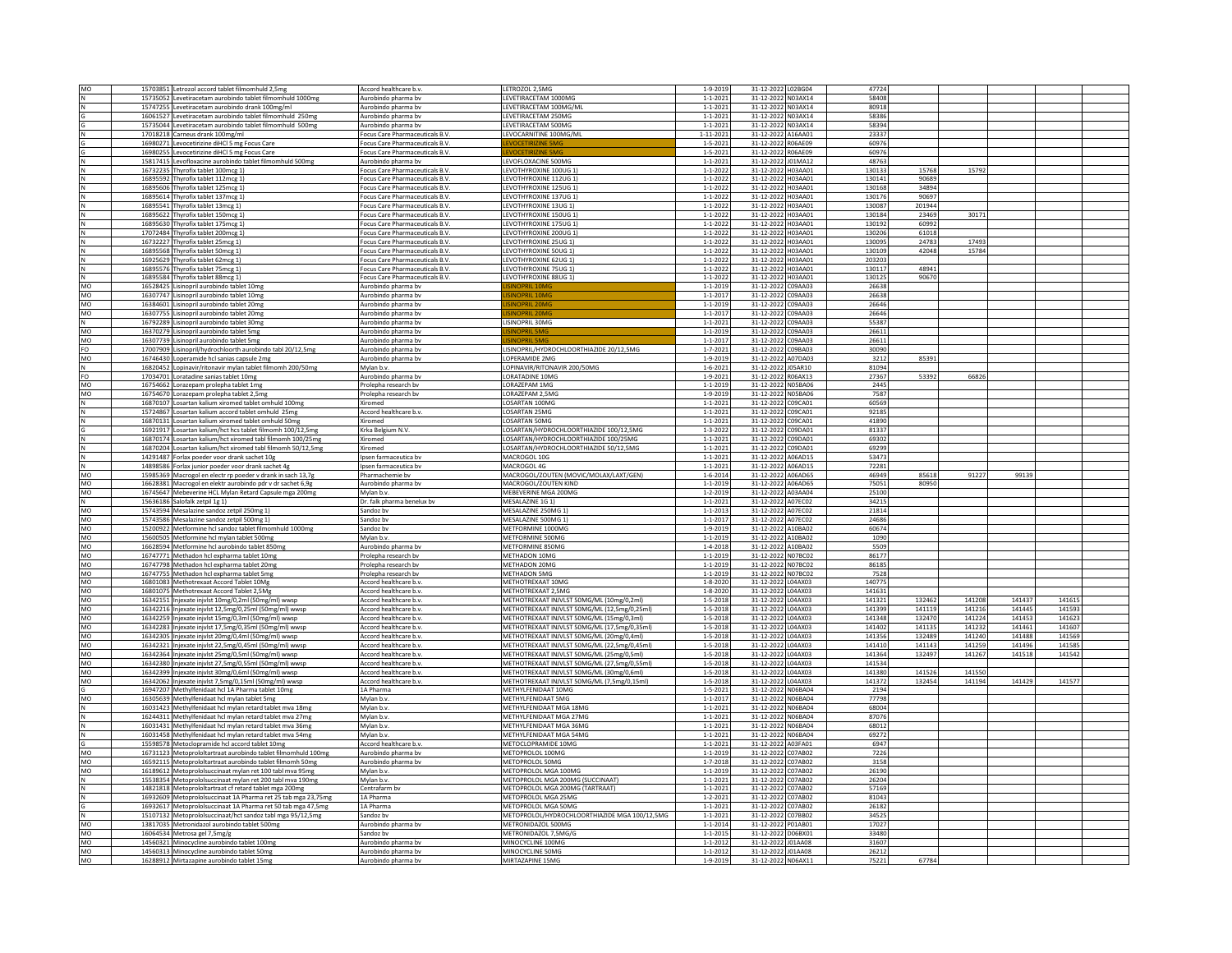| | | | | | | | | | | | | | |
|---|---|---|---|---|---|---|---|---|---|---|---|---|---|
| MO | 15703851 | Letrozol accord tablet filmomhuld 2,5mg | Accord healthcare b.v. | LETROZOL 2,5MG | 1-9-2019 | 31-12-2022 | L02BG04 | 47724 | | | | | |
| N | 15735052 | Levetiracetam aurobindo tablet filmomhuld 1000mg | Aurobindo pharma bv | LEVETIRACETAM 1000MG | 1-1-2021 | 31-12-2022 | N03AX14 | 58408 | | | | | |
| N | 15747255 | Levetiracetam aurobindo drank 100mg/ml | Aurobindo pharma bv | LEVETIRACETAM 100MG/ML | 1-1-2021 | 31-12-2022 | N03AX14 | 80918 | | | | | |
| G | 16061527 | Levetiracetam aurobindo tablet filmomhuld 250mg | Aurobindo pharma bv | LEVETIRACETAM 250MG | 1-1-2021 | 31-12-2022 | N03AX14 | 58386 | | | | | |
| G | 15735044 | Levetiracetam aurobindo tablet filmomhuld 500mg | Aurobindo pharma bv | LEVETIRACETAM 500MG | 1-1-2021 | 31-12-2022 | N03AX14 | 58394 | | | | | |
| N | 17018218 | Carneus drank 100mg/ml | Focus Care Pharmaceuticals B.V. | LEVOCARNITINE 100MG/ML | 1-11-2021 | 31-12-2022 | A16AA01 | 23337 | | | | | |
| G | 16980271 | Levocetirizine diHCl 5 mg Focus Care | Focus Care Pharmaceuticals B.V. | LEVOCETIRIZINE 5MG | 1-5-2021 | 31-12-2022 | R06AE09 | 60976 | | | | | |
| G | 16980255 | Levocetirizine diHCl 5 mg Focus Care | Focus Care Pharmaceuticals B.V. | LEVOCETIRIZINE 5MG | 1-5-2021 | 31-12-2022 | R06AE09 | 60976 | | | | | |
| N | 15817415 | Levofloxacine aurobindo tablet filmomhuld 500mg | Aurobindo pharma bv | LEVOFLOXACINE 500MG | 1-1-2021 | 31-12-2022 | J01MA12 | 48763 | | | | | |
| N | 16732235 | Thyrofix tablet 100mcg 1) | Focus Care Pharmaceuticals B.V. | LEVOTHYROXINE 100UG 1) | 1-1-2022 | 31-12-2022 | H03AA01 | 130133 | 15768 | 15792 | | | |
| N | 16895592 | Thyrofix tablet 112mcg 1) | Focus Care Pharmaceuticals B.V. | LEVOTHYROXINE 112UG 1) | 1-1-2022 | 31-12-2022 | H03AA01 | 130141 | 90689 | | | | |
| N | 16895606 | Thyrofix tablet 125mcg 1) | Focus Care Pharmaceuticals B.V. | LEVOTHYROXINE 125UG 1) | 1-1-2022 | 31-12-2022 | H03AA01 | 130168 | 34894 | | | | |
| N | 16895614 | Thyrofix tablet 137mcg 1) | Focus Care Pharmaceuticals B.V. | LEVOTHYROXINE 137UG 1) | 1-1-2022 | 31-12-2022 | H03AA01 | 130176 | 90697 | | | | |
| N | 16895541 | Thyrofix tablet 13mcg 1) | Focus Care Pharmaceuticals B.V. | LEVOTHYROXINE 13UG 1) | 1-1-2022 | 31-12-2022 | H03AA01 | 130087 | 201944 | | | | |
| N | 16895622 | Thyrofix tablet 150mcg 1) | Focus Care Pharmaceuticals B.V. | LEVOTHYROXINE 150UG 1) | 1-1-2022 | 31-12-2022 | H03AA01 | 130184 | 23469 | 30171 | | | |
| N | 16895630 | Thyrofix tablet 175mcg 1) | Focus Care Pharmaceuticals B.V. | LEVOTHYROXINE 175UG 1) | 1-1-2022 | 31-12-2022 | H03AA01 | 130192 | 60992 | | | | |
| N | 17072484 | Thyrofix tablet 200mcg 1) | Focus Care Pharmaceuticals B.V. | LEVOTHYROXINE 200UG 1) | 1-1-2022 | 31-12-2022 | H03AA01 | 130206 | 61018 | | | | |
| N | 16732227 | Thyrofix tablet 25mcg 1) | Focus Care Pharmaceuticals B.V. | LEVOTHYROXINE 25UG 1) | 1-1-2022 | 31-12-2022 | H03AA01 | 130095 | 24783 | 17493 | | | |
| N | 16895568 | Thyrofix tablet 50mcg 1) | Focus Care Pharmaceuticals B.V. | LEVOTHYROXINE 50UG 1) | 1-1-2022 | 31-12-2022 | H03AA01 | 130109 | 42048 | 15784 | | | |
| N | 16925629 | Thyrofix tablet 62mcg 1) | Focus Care Pharmaceuticals B.V. | LEVOTHYROXINE 62UG 1) | 1-1-2022 | 31-12-2022 | H03AA01 | 203203 | | | | | |
| N | 16895576 | Thyrofix tablet 75mcg 1) | Focus Care Pharmaceuticals B.V. | LEVOTHYROXINE 75UG 1) | 1-1-2022 | 31-12-2022 | H03AA01 | 130117 | 48941 | | | | |
| N | 16895584 | Thyrofix tablet 88mcg 1) | Focus Care Pharmaceuticals B.V. | LEVOTHYROXINE 88UG 1) | 1-1-2022 | 31-12-2022 | H03AA01 | 130125 | 90670 | | | | |
| MO | 16528425 | Lisinopril aurobindo tablet 10mg | Aurobindo pharma bv | LISINOPRIL 10MG | 1-1-2019 | 31-12-2022 | C09AA03 | 26638 | | | | | |
| MO | 16307747 | Lisinopril aurobindo tablet 10mg | Aurobindo pharma bv | LISINOPRIL 10MG | 1-1-2017 | 31-12-2022 | C09AA03 | 26638 | | | | | |
| MO | 16384601 | Lisinopril aurobindo tablet 20mg | Aurobindo pharma bv | LISINOPRIL 20MG | 1-1-2019 | 31-12-2022 | C09AA03 | 26646 | | | | | |
| MO | 16307755 | Lisinopril aurobindo tablet 20mg | Aurobindo pharma bv | LISINOPRIL 20MG | 1-1-2017 | 31-12-2022 | C09AA03 | 26646 | | | | | |
| N | 16792289 | Lisinopril aurobindo tablet 30mg | Aurobindo pharma bv | LISINOPRIL 30MG | 1-1-2021 | 31-12-2022 | C09AA03 | 55387 | | | | | |
| MO | 16370279 | Lisinopril aurobindo tablet 5mg | Aurobindo pharma bv | LISINOPRIL 5MG | 1-1-2019 | 31-12-2022 | C09AA03 | 26611 | | | | | |
| MO | 16307739 | Lisinopril aurobindo tablet 5mg | Aurobindo pharma bv | LISINOPRIL 5MG | 1-1-2017 | 31-12-2022 | C09AA03 | 26611 | | | | | |
| FO | 17007909 | Lisinopril/hydrochloorth aurobindo tabl 20/12,5mg | Aurobindo pharma bv | LISINOPRIL/HYDROCHLOORTHIAZIDE 20/12,5MG | 1-7-2021 | 31-12-2022 | C09BA03 | 30090 | | | | | |
| MO | 16746430 | Loperamide hcl sanias capsule 2mg | Aurobindo pharma bv | LOPERAMIDE 2MG | 1-9-2019 | 31-12-2022 | A07DA03 | 3212 | 85391 | | | | |
| N | 16820452 | Lopinavir/ritonavir mylan tablet filmomh 200/50mg | Mylan b.v. | LOPINAVIR/RITONAVIR 200/50MG | 1-6-2021 | 31-12-2022 | J05AR10 | 81094 | | | | | |
| FO | 17034701 | Loratadine sanias tablet 10mg | Aurobindo pharma bv | LORATADINE 10MG | 1-9-2021 | 31-12-2022 | R06AX13 | 27367 | 53392 | 66826 | | | |
| MO | 16754662 | Lorazepam prolepha tablet 1mg | Prolepha research bv | LORAZEPAM 1MG | 1-1-2019 | 31-12-2022 | N05BA06 | 2445 | | | | | |
| MO | 16754670 | Lorazepam prolepha tablet 2,5mg | Prolepha research bv | LORAZEPAM 2,5MG | 1-9-2019 | 31-12-2022 | N05BA06 | 7587 | | | | | |
| N | 16870107 | Losartan kalium xiromed tablet omhuld 100mg | Xiromed | LOSARTAN 100MG | 1-1-2021 | 31-12-2022 | C09CA01 | 60569 | | | | | |
| N | 15724867 | Losartan kalium accord tablet omhuld 25mg | Accord healthcare b.v. | LOSARTAN 25MG | 1-1-2021 | 31-12-2022 | C09CA01 | 92185 | | | | | |
| N | 16870131 | Losartan kalium xiromed tablet omhuld 50mg | Xiromed | LOSARTAN 50MG | 1-1-2021 | 31-12-2022 | C09CA01 | 41890 | | | | | |
| G | 16921917 | Losartan kalium/hct hcs tablet filmomh 100/12,5mg | Krka Belgium N.V. | LOSARTAN/HYDROCHLOORTHIAZIDE 100/12,5MG | 1-3-2022 | 31-12-2022 | C09DA01 | 81337 | | | | | |
| N | 16870174 | Losartan kalium/hct xiromed tabl filmomh 100/25mg | Xiromed | LOSARTAN/HYDROCHLOORTHIAZIDE 100/25MG | 1-1-2021 | 31-12-2022 | C09DA01 | 69302 | | | | | |
| N | 16870204 | Losartan kalium/hct xiromed tabl filmomh 50/12,5mg | Xiromed | LOSARTAN/HYDROCHLOORTHIAZIDE 50/12,5MG | 1-1-2021 | 31-12-2022 | C09DA01 | 69299 | | | | | |
| N | 14291487 | Forlax poeder voor drank sachet 10g | Ipsen farmaceutica bv | MACROGOL 10G | 1-1-2021 | 31-12-2022 | A06AD15 | 53473 | | | | | |
| N | 14898586 | Forlax junior poeder voor drank sachet 4g | Ipsen farmaceutica bv | MACROGOL 4G | 1-1-2021 | 31-12-2022 | A06AD15 | 72281 | | | | | |
| MO | 15985369 | Macrogol en electr rp poeder v drank in sach 13,7g | Pharmachemie bv | MACROGOL/ZOUTEN (MOVIC/MOLAX/LAXT/GEN) | 1-6-2014 | 31-12-2022 | A06AD65 | 46949 | 85618 | 91227 | 99139 | | |
| MO | 16628381 | Macrogol en elektr aurobindo pdr v dr sachet 6,9g | Aurobindo pharma bv | MACROGOL/ZOUTEN KIND | 1-1-2019 | 31-12-2022 | A06AD65 | 75051 | 80950 | | | | |
| MO | 16745647 | Mebeverine HCL Mylan Retard Capsule mga 200mg | Mylan b.v. | MEBEVERINE MGA 200MG | 1-2-2019 | 31-12-2022 | A03AA04 | 25100 | | | | | |
| N | 15636186 | Salofalk zetpil 1g 1) | Dr. falk pharma benelux bv | MESALAZINE 1G 1) | 1-1-2021 | 31-12-2022 | A07EC02 | 34215 | | | | | |
| MO | 15743594 | Mesalazine sandoz zetpil 250mg 1) | Sandoz bv | MESALAZINE 250MG 1) | 1-1-2013 | 31-12-2022 | A07EC02 | 21814 | | | | | |
| MO | 15743586 | Mesalazine sandoz zetpil 500mg 1) | Sandoz bv | MESALAZINE 500MG 1) | 1-1-2017 | 31-12-2022 | A07EC02 | 24686 | | | | | |
| MO | 15200922 | Metformine hcl sandoz tablet filmomhuld 1000mg | Sandoz bv | METFORMINE 1000MG | 1-9-2019 | 31-12-2022 | A10BA02 | 60674 | | | | | |
| MO | 15600505 | Metformine hcl mylan tablet 500mg | Mylan b.v. | METFORMINE 500MG | 1-1-2019 | 31-12-2022 | A10BA02 | 1090 | | | | | |
| MO | 16628594 | Metformine hcl aurobindo tablet 850mg | Aurobindo pharma bv | METFORMINE 850MG | 1-4-2018 | 31-12-2022 | A10BA02 | 5509 | | | | | |
| MO | 16747771 | Methadon hcl expharma tablet 10mg | Prolepha research bv | METHADON 10MG | 1-1-2019 | 31-12-2022 | N07BC02 | 86177 | | | | | |
| MO | 16747798 | Methadon hcl expharma tablet 20mg | Prolepha research bv | METHADON 20MG | 1-1-2019 | 31-12-2022 | N07BC02 | 86185 | | | | | |
| MO | 16747755 | Methadon hcl expharma tablet 5mg | Prolepha research bv | METHADON 5MG | 1-1-2019 | 31-12-2022 | N07BC02 | 7528 | | | | | |
| MO | 16801083 | Methotrexaat Accord Tablet 10Mg | Accord healthcare b.v. | METHOTREXAAT 10MG | 1-8-2020 | 31-12-2022 | L04AX03 | 140775 | | | | | |
| MO | 16801075 | Methotrexaat Accord Tablet 2,5Mg | Accord healthcare b.v. | METHOTREXAAT 2,5MG | 1-8-2020 | 31-12-2022 | L04AX03 | 141631 | | | | | |
| MO | 16342151 | Injexate injvlst 10mg/0,2ml (50mg/ml) wwsp | Accord healthcare b.v. | METHOTREXAAT INJVLST 50MG/ML (10mg/0,2ml) | 1-5-2018 | 31-12-2022 | L04AX03 | 141321 | 132462 | 141208 | 141437 | 141615 | |
| MO | 16342216 | Injexate injvlst 12,5mg/0,25ml (50mg/ml) wwsp | Accord healthcare b.v. | METHOTREXAAT INJVLST 50MG/ML (12,5mg/0,25ml) | 1-5-2018 | 31-12-2022 | L04AX03 | 141399 | 141119 | 141216 | 141445 | 141593 | |
| MO | 16342259 | Injexate injvlst 15mg/0,3ml (50mg/ml) wwsp | Accord healthcare b.v. | METHOTREXAAT INJVLST 50MG/ML (15mg/0,3ml) | 1-5-2018 | 31-12-2022 | L04AX03 | 141348 | 132470 | 141224 | 141453 | 141623 | |
| MO | 16342283 | Injexate injvlst 17,5mg/0,35ml (50mg/ml) wwsp | Accord healthcare b.v. | METHOTREXAAT INJVLST 50MG/ML (17,5mg/0,35ml) | 1-5-2018 | 31-12-2022 | L04AX03 | 141402 | 141135 | 141232 | 141461 | 141607 | |
| MO | 16342305 | Injexate injvlst 20mg/0,4ml (50mg/ml) wwsp | Accord healthcare b.v. | METHOTREXAAT INJVLST 50MG/ML (20mg/0,4ml) | 1-5-2018 | 31-12-2022 | L04AX03 | 141356 | 132489 | 141240 | 141488 | 141569 | |
| MO | 16342321 | Injexate injvlst 22,5mg/0,45ml (50mg/ml) wwsp | Accord healthcare b.v. | METHOTREXAAT INJVLST 50MG/ML (22,5mg/0,45ml) | 1-5-2018 | 31-12-2022 | L04AX03 | 141410 | 141143 | 141259 | 141496 | 141585 | |
| MO | 16342364 | Injexate injvlst 25mg/0,5ml (50mg/ml) wwsp | Accord healthcare b.v. | METHOTREXAAT INJVLST 50MG/ML (25mg/0,5ml) | 1-5-2018 | 31-12-2022 | L04AX03 | 141364 | 132497 | 141267 | 141518 | 141542 | |
| MO | 16342380 | Injexate injvlst 27,5mg/0,55ml (50mg/ml) wwsp | Accord healthcare b.v. | METHOTREXAAT INJVLST 50MG/ML (27,5mg/0,55ml) | 1-5-2018 | 31-12-2022 | L04AX03 | 141534 | | | | | |
| MO | 16342399 | Injexate injvlst 30mg/0,6ml (50mg/ml) wwsp | Accord healthcare b.v. | METHOTREXAAT INJVLST 50MG/ML (30mg/0,6ml) | 1-5-2018 | 31-12-2022 | L04AX03 | 141380 | 141526 | 141550 | | | |
| MO | 16342062 | Injexate injvlst 7,5mg/0,15ml (50mg/ml) wwsp | Accord healthcare b.v. | METHOTREXAAT INJVLST 50MG/ML (7,5mg/0,15ml) | 1-5-2018 | 31-12-2022 | L04AX03 | 141372 | 132454 | 141194 | 141429 | 141577 | |
| G | 16947207 | Methylfenidaat hcl 1A Pharma tablet 10mg | 1A Pharma | METHYLFENIDAAT 10MG | 1-5-2021 | 31-12-2022 | N06BA04 | 2194 | | | | | |
| MO | 16305639 | Methylfenidaat hcl mylan tablet 5mg | Mylan b.v. | METHYLFENIDAAT 5MG | 1-1-2017 | 31-12-2022 | N06BA04 | 77798 | | | | | |
| N | 16031423 | Methylfenidaat hcl mylan retard tablet mva 18mg | Mylan b.v. | METHYLFENIDAAT MGA 18MG | 1-1-2021 | 31-12-2022 | N06BA04 | 68004 | | | | | |
| N | 16244311 | Methylfenidaat hcl mylan retard tablet mva 27mg | Mylan b.v. | METHYLFENIDAAT MGA 27MG | 1-1-2021 | 31-12-2022 | N06BA04 | 87076 | | | | | |
| N | 16031431 | Methylfenidaat hcl mylan retard tablet mva 36mg | Mylan b.v. | METHYLFENIDAAT MGA 36MG | 1-1-2021 | 31-12-2022 | N06BA04 | 68012 | | | | | |
| N | 16031458 | Methylfenidaat hcl mylan retard tablet mva 54mg | Mylan b.v. | METHYLFENIDAAT MGA 54MG | 1-1-2021 | 31-12-2022 | N06BA04 | 69272 | | | | | |
| G | 15598578 | Metoclopramide hcl accord tablet 10mg | Accord healthcare b.v. | METOCLOPRAMIDE 10MG | 1-1-2021 | 31-12-2022 | A03FA01 | 6947 | | | | | |
| MO | 16731123 | Metoprololtartraat aurobindo tablet filmomhuld 100mg | Aurobindo pharma bv | METOPROLOL 100MG | 1-1-2019 | 31-12-2022 | C07AB02 | 7226 | | | | | |
| MO | 16592115 | Metoprololtartraat aurobindo tablet filmomh 50mg | Aurobindo pharma bv | METOPROLOL 50MG | 1-7-2018 | 31-12-2022 | C07AB02 | 3158 | | | | | |
| MO | 16189612 | Metoprololsuccinaat mylan ret 100 tabl mva 95mg | Mylan b.v. | METOPROLOL MGA 100MG | 1-1-2019 | 31-12-2022 | C07AB02 | 26190 | | | | | |
| N | 15538354 | Metoprololsuccinaat mylan ret 200 tabl mva 190mg | Mylan b.v. | METOPROLOL MGA 200MG (SUCCINAAT) | 1-1-2021 | 31-12-2022 | C07AB02 | 26204 | | | | | |
| N | 14821818 | Metoprololtartraat cf retard tablet mga 200mg | Centrafarm bv | METOPROLOL MGA 200MG (TARTRAAT) | 1-1-2021 | 31-12-2022 | C07AB02 | 57169 | | | | | |
| N | 16932609 | Metoprololsuccinaat 1A Pharma ret 25 tab mga 23,75mg | 1A Pharma | METOPROLOL MGA 25MG | 1-2-2021 | 31-12-2022 | C07AB02 | 81043 | | | | | |
| G | 16932617 | Metoprololsuccinaat 1A Pharma ret 50 tab mga 47,5mg | 1A Pharma | METOPROLOL MGA 50MG | 1-1-2021 | 31-12-2022 | C07AB02 | 26182 | | | | | |
| N | 15107132 | Metoprololsuccinaat/hct sandoz tabl mga 95/12,5mg | Sandoz bv | METOPROLOL/HYDROCHLOORTHIAZIDE MGA 100/12,5MG | 1-1-2021 | 31-12-2022 | C07BB02 | 34525 | | | | | |
| MO | 13817035 | Metronidazol aurobindo tablet 500mg | Aurobindo pharma bv | METRONIDAZOL 500MG | 1-1-2014 | 31-12-2022 | P01AB01 | 17027 | | | | | |
| MO | 16064534 | Metrosa gel 7,5mg/g | Sandoz bv | METRONIDAZOL 7,5MG/G | 1-1-2015 | 31-12-2022 | D06BX01 | 33480 | | | | | |
| MO | 14560321 | Minocycline aurobindo tablet 100mg | Aurobindo pharma bv | MINOCYCLINE 100MG | 1-1-2012 | 31-12-2022 | J01AA08 | 31607 | | | | | |
| MO | 14560313 | Minocycline aurobindo tablet 50mg | Aurobindo pharma bv | MINOCYCLINE 50MG | 1-1-2012 | 31-12-2022 | J01AA08 | 26212 | | | | | |
| MO | 16288912 | Mirtazapine aurobindo tablet 15mg | Aurobindo pharma bv | MIRTAZAPINE 15MG | 1-9-2019 | 31-12-2022 | N06AX11 | 75221 | 67784 | | | | |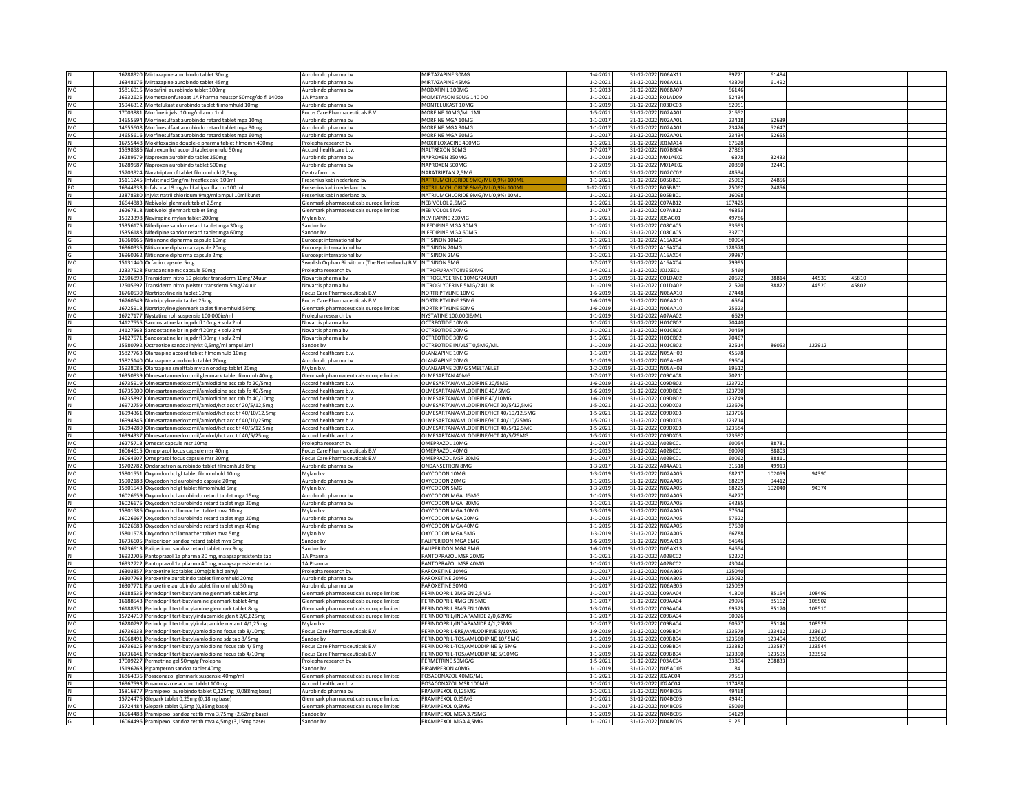| | | | | | | | | | | | | |
|---|---|---|---|---|---|---|---|---|---|---|---|---|
| N | 16288920 | Mirtazapine aurobindo tablet 30mg | Aurobindo pharma bv | MIRTAZAPINE 30MG | 1-4-2021 | 31-12-2022 | N06AX11 | 39721 | 61484 | | | |
| N | 16348176 | Mirtazapine aurobindo tablet 45mg | Aurobindo pharma bv | MIRTAZAPINE 45MG | 1-2-2021 | 31-12-2022 | N06AX11 | 43370 | 61492 | | | |
| MO | 15816915 | Modafinil aurobindo tablet 100mg | Aurobindo pharma bv | MODAFINIL 100MG | 1-1-2013 | 31-12-2022 | N06BA07 | 56146 | | | | |
| N | 16932625 | Mometasonfuroaat 1A Pharma neusspr 50mcg/do fl 140do | 1A Pharma | MOMETASON 50UG 140 DO | 1-1-2021 | 31-12-2022 | R01AD09 | 52434 | | | | |
| MO | 15946312 | Montelukast aurobindo tablet filmomhuld 10mg | Aurobindo pharma bv | MONTELUKAST 10MG | 1-1-2019 | 31-12-2022 | R03DC03 | 52051 | | | | |
| N | 17003881 | Morfine injvlst 10mg/ml amp 1ml | Focus Care Pharmaceuticals B.V. | MORFINE 10MG/ML 1ML | 1-5-2021 | 31-12-2022 | N02AA01 | 21652 | | | | |
| MO | 14655594 | Morfinesulfaat aurobindo retard tablet mga 10mg | Aurobindo pharma bv | MORFINE MGA 10MG | 1-1-2017 | 31-12-2022 | N02AA01 | 23418 | 52639 | | | |
| MO | 14655608 | Morfinesulfaat aurobindo retard tablet mga 30mg | Aurobindo pharma bv | MORFINE MGA 30MG | 1-1-2017 | 31-12-2022 | N02AA01 | 23426 | 52647 | | | |
| MO | 14655616 | Morfinesulfaat aurobindo retard tablet mga 60mg | Aurobindo pharma bv | MORFINE MGA 60MG | 1-1-2017 | 31-12-2022 | N02AA01 | 23434 | 52655 | | | |
| N | 16755448 | Moxifloxacine double-e pharma tablet filmomh 400mg | Prolepha research bv | MOXIFLOXACINE 400MG | 1-1-2021 | 31-12-2022 | J01MA14 | 67628 | | | | |
| MO | 15598586 | Naltrexon hcl accord tablet omhuld 50mg | Accord healthcare b.v. | NALTREXON 50MG | 1-7-2017 | 31-12-2022 | N07BB04 | 27863 | | | | |
| MO | 16289579 | Naproxen aurobindo tablet 250mg | Aurobindo pharma bv | NAPROXEN 250MG | 1-1-2019 | 31-12-2022 | M01AE02 | 6378 | 32433 | | | |
| MO | 16289587 | Naproxen aurobindo tablet 500mg | Aurobindo pharma bv | NAPROXEN 500MG | 1-2-2019 | 31-12-2022 | M01AE02 | 20850 | 32441 | | | |
| N | 15703924 | Naratriptan cf tablet filmomhuld 2,5mg | Centrafarm bv | NARATRIPTAN 2,5MG | 1-1-2021 | 31-12-2022 | N02CC02 | 48534 | | | | |
| N | 15111245 | Infvlst nacl 9mg/ml freeflex zak 100ml | Fresenius kabi nederland bv | NATRIUMCHLORIDE 9MG/ML(0,9%) 100ML | 1-1-2021 | 31-12-2022 | B05BB01 | 25062 | 24856 | | | |
| FO | 16944933 | Infvlst nacl 9 mg/ml kabipac flacon 100 ml | Fresenius kabi nederland bv | NATRIUMCHLORIDE 9MG/ML(0,9%) 100ML | 1-12-2021 | 31-12-2022 | B05BB01 | 25062 | 24856 | | | |
| N | 13878980 | Injvlst natrii chloridum 9mg/ml ampul 10ml kunst | Fresenius kabi nederland bv | NATRIUMCHLORIDE 9MG/ML(0,9%) 10ML | 1-1-2021 | 31-12-2022 | B05BB01 | 16098 | | | | |
| N | 16644883 | Nebivolol glenmark tablet 2,5mg | Glenmark pharmaceuticals europe limited | NEBIVOLOL 2,5MG | 1-1-2021 | 31-12-2022 | C07AB12 | 107425 | | | | |
| MO | 16267818 | Nebivolol glenmark tablet 5mg | Glenmark pharmaceuticals europe limited | NEBIVOLOL 5MG | 1-1-2017 | 31-12-2022 | C07AB12 | 46353 | | | | |
| N | 15923398 | Nevirapine mylan tablet 200mg | Mylan b.v. | NEVIRAPINE 200MG | 1-1-2021 | 31-12-2022 | J05AG01 | 49786 | | | | |
| N | 15356175 | Nifedipine sandoz retard tablet mga 30mg | Sandoz bv | NIFEDIPINE MGA 30MG | 1-1-2021 | 31-12-2022 | C08CA05 | 33693 | | | | |
| N | 15356183 | Nifedipine sandoz retard tablet mga 60mg | Sandoz bv | NIFEDIPINE MGA 60MG | 1-1-2021 | 31-12-2022 | C08CA05 | 33707 | | | | |
| G | 16960165 | Nitisinone dipharma capsule 10mg | Eurocept international bv | NITISINON 10MG | 1-1-2021 | 31-12-2022 | A16AX04 | 80004 | | | | |
| G | 16960335 | Nitisinone dipharma capsule 20mg | Eurocept international bv | NITISINON 20MG | 1-1-2021 | 31-12-2022 | A16AX04 | 128678 | | | | |
| G | 16960262 | Nitisinone dipharma capsule 2mg | Eurocept international bv | NITISINON 2MG | 1-1-2021 | 31-12-2022 | A16AX04 | 79987 | | | | |
| MO | 15131440 | Orfadin capsule 5mg | Swedish Orphan Biovitrum (The Netherlands) B.V. | NITISINON 5MG | 1-7-2017 | 31-12-2022 | A16AX04 | 79995 | | | | |
| N | 12337528 | Furadantine mc capsule 50mg | Prolepha research bv | NITROFURANTOINE 50MG | 1-4-2021 | 31-12-2022 | J01XE01 | 5460 | | | | |
| MO | 12506893 | Transiderm nitro 10 pleister transderm 10mg/24uur | Novartis pharma bv | NITROGLYCERINE 10MG/24UUR | 1-1-2019 | 31-12-2022 | C01DA02 | 20672 | 38814 | 44539 | 45810 | |
| MO | 12505692 | Transiderm nitro pleister transderm 5mg/24uur | Novartis pharma bv | NITROGLYCERINE 5MG/24UUR | 1-1-2019 | 31-12-2022 | C01DA02 | 21520 | 38822 | 44520 | 45802 | |
| MO | 16760530 | Nortriptyline ria tablet 10mg | Focus Care Pharmaceuticals B.V. | NORTRIPTYLINE 10MG | 1-6-2019 | 31-12-2022 | N06AA10 | 27448 | | | | |
| MO | 16760549 | Nortriptyline ria tablet 25mg | Focus Care Pharmaceuticals B.V. | NORTRIPTYLINE 25MG | 1-6-2019 | 31-12-2022 | N06AA10 | 6564 | | | | |
| MO | 16725913 | Nortriptyline glenmark tablet filmomhuld 50mg | Glenmark pharmaceuticals europe limited | NORTRIPTYLINE 50MG | 1-6-2019 | 31-12-2022 | N06AA10 | 25623 | | | | |
| MO | 16727177 | Nystatine rph suspensie 100.000ie/ml | Prolepha research bv | NYSTATINE 100.000IE/ML | 1-1-2019 | 31-12-2022 | A07AA02 | 6629 | | | | |
| N | 14127555 | Sandostatine lar injpdr fl 10mg + solv 2ml | Novartis pharma bv | OCTREOTIDE 10MG | 1-1-2021 | 31-12-2022 | H01CB02 | 70440 | | | | |
| N | 14127563 | Sandostatine lar injpdr fl 20mg + solv 2ml | Novartis pharma bv | OCTREOTIDE 20MG | 1-1-2021 | 31-12-2022 | H01CB02 | 70459 | | | | |
| N | 14127571 | Sandostatine lar injpdr fl 30mg + solv 2ml | Novartis pharma bv | OCTREOTIDE 30MG | 1-1-2021 | 31-12-2022 | H01CB02 | 70467 | | | | |
| MO | 15580792 | Octreotide sandoz injvlst 0,5mg/ml ampul 1ml | Sandoz bv | OCTREOTIDE INJVLST 0,5MG/ML | 1-1-2019 | 31-12-2022 | H01CB02 | 32514 | 86053 | 122912 | | |
| MO | 15827763 | Olanzapine accord tablet filmomhuld 10mg | Accord healthcare b.v. | OLANZAPINE 10MG | 1-1-2017 | 31-12-2022 | N05AH03 | 45578 | | | | |
| MO | 15825140 | Olanzapine aurobindo tablet 20mg | Aurobindo pharma bv | OLANZAPINE 20MG | 1-1-2019 | 31-12-2022 | N05AH03 | 69604 | | | | |
| MO | 15938085 | Olanzapine smelttab mylan orodisp tablet 20mg | Mylan b.v. | OLANZAPINE 20MG SMELTABLET | 1-2-2019 | 31-12-2022 | N05AH03 | 69612 | | | | |
| MO | 16350839 | Olmesartanmedoxomil glenmark tablet filmomh 40mg | Glenmark pharmaceuticals europe limited | OLMESARTAN 40MG | 1-7-2017 | 31-12-2022 | C09CA08 | 70211 | | | | |
| MO | 16735919 | Olmesartanmedoxomil/amlodipine acc tab fo 20/5mg | Accord healthcare b.v. | OLMESARTAN/AMLODIPINE 20/5MG | 1-6-2019 | 31-12-2022 | C09DB02 | 123722 | | | | |
| MO | 16735900 | Olmesartanmedoxomil/amlodipine acc tab fo 40/5mg | Accord healthcare b.v. | OLMESARTAN/AMLODIPINE 40/ 5MG | 1-6-2019 | 31-12-2022 | C09DB02 | 123730 | | | | |
| MO | 16735897 | Olmesartanmedoxomil/amlodipine acc tab fo 40/10mg | Accord healthcare b.v. | OLMESARTAN/AMLODIPINE 40/10MG | 1-6-2019 | 31-12-2022 | C09DB02 | 123749 | | | | |
| N | 16972759 | Olmesartanmedoxomil/amlod/hct acc t f 20/5/12,5mg | Accord healthcare b.v. | OLMESARTAN/AMLODIPINE/HCT 20/5/12,5MG | 1-5-2021 | 31-12-2022 | C09DX03 | 123676 | | | | |
| N | 16994361 | Olmesartanmedoxomil/amlod/hct acc t f 40/10/12,5mg | Accord healthcare b.v. | OLMESARTAN/AMLODIPINE/HCT 40/10/12,5MG | 1-5-2021 | 31-12-2022 | C09DX03 | 123706 | | | | |
| N | 16994345 | Olmesartanmedoxomil/amlod/hct acc t f 40/10/25mg | Accord healthcare b.v. | OLMESARTAN/AMLODIPINE/HCT 40/10/25MG | 1-5-2021 | 31-12-2022 | C09DX03 | 123714 | | | | |
| N | 16994280 | Olmesartanmedoxomil/amlod/hct acc t f 40/5/12,5mg | Accord healthcare b.v. | OLMESARTAN/AMLODIPINE/HCT 40/5/12,5MG | 1-5-2021 | 31-12-2022 | C09DX03 | 123684 | | | | |
| N | 16994337 | Olmesartanmedoxomil/amlod/hct acc t f 40/5/25mg | Accord healthcare b.v. | OLMESARTAN/AMLODIPINE/HCT 40/5/25MG | 1-5-2021 | 31-12-2022 | C09DX03 | 123692 | | | | |
| MO | 16275713 | Omecat capsule msr 10mg | Prolepha research bv | OMEPRAZOL 10MG | 1-1-2017 | 31-12-2022 | A02BC01 | 60054 | 88781 | | | |
| MO | 16064615 | Omeprazol focus capsule msr 40mg | Focus Care Pharmaceuticals B.V. | OMEPRAZOL 40MG | 1-1-2015 | 31-12-2022 | A02BC01 | 60070 | 88803 | | | |
| MO | 16064607 | Omeprazol focus capsule msr 20mg | Focus Care Pharmaceuticals B.V. | OMEPRAZOL MSR 20MG | 1-1-2017 | 31-12-2022 | A02BC01 | 60062 | 88811 | | | |
| MO | 15702782 | Ondansetron aurobindo tablet filmomhuld 8mg | Aurobindo pharma bv | ONDANSETRON 8MG | 1-3-2017 | 31-12-2022 | A04AA01 | 31518 | 49913 | | | |
| MO | 15801551 | Oxycodon hcl gl tablet filmomhuld 10mg | Mylan b.v. | OXYCODON 10MG | 1-3-2019 | 31-12-2022 | N02AA05 | 68217 | 102059 | 94390 | | |
| MO | 15902188 | Oxycodon hcl aurobindo capsule 20mg | Aurobindo pharma bv | OXYCODON 20MG | 1-1-2015 | 31-12-2022 | N02AA05 | 68209 | 94412 | | | |
| MO | 15801543 | Oxycodon hcl gl tablet filmomhuld 5mg | Mylan b.v. | OXYCODON 5MG | 1-3-2019 | 31-12-2022 | N02AA05 | 68225 | 102040 | 94374 | | |
| MO | 16026659 | Oxycodon hcl aurobindo retard tablet mga 15mg | Aurobindo pharma bv | OXYCODON MGA 15MG | 1-1-2015 | 31-12-2022 | N02AA05 | 94277 | | | | |
| N | 16026675 | Oxycodon hcl aurobindo retard tablet mga 30mg | Aurobindo pharma bv | OXYCODON MGA 30MG | 1-1-2021 | 31-12-2022 | N02AA05 | 94285 | | | | |
| MO | 15801586 | Oxycodon hcl lannacher tablet mva 10mg | Mylan b.v. | OXYCODON MGA 10MG | 1-3-2019 | 31-12-2022 | N02AA05 | 57614 | | | | |
| MO | 16026667 | Oxycodon hcl aurobindo retard tablet mga 20mg | Aurobindo pharma bv | OXYCODON MGA 20MG | 1-1-2015 | 31-12-2022 | N02AA05 | 57622 | | | | |
| MO | 16026683 | Oxycodon hcl aurobindo retard tablet mga 40mg | Aurobindo pharma bv | OXYCODON MGA 40MG | 1-1-2015 | 31-12-2022 | N02AA05 | 57630 | | | | |
| MO | 15801578 | Oxycodon hcl lannacher tablet mva 5mg | Mylan b.v. | OXYCODON MGA 5MG | 1-3-2019 | 31-12-2022 | N02AA05 | 66788 | | | | |
| MO | 16736605 | Paliperidon sandoz retard tablet mva 6mg | Sandoz bv | PALIPERIDON MGA 6MG | 1-6-2019 | 31-12-2022 | N05AX13 | 84646 | | | | |
| MO | 16736613 | Paliperidon sandoz retard tablet mva 9mg | Sandoz bv | PALIPERIDON MGA 9MG | 1-6-2019 | 31-12-2022 | N05AX13 | 84654 | | | | |
| N | 16932706 | Pantoprazol 1a pharma 20 mg, maagsapresistente tab | 1A Pharma | PANTOPRAZOL MSR 20MG | 1-1-2021 | 31-12-2022 | A02BC02 | 52272 | | | | |
| N | 16932722 | Pantoprazol 1a pharma 40 mg, maagsapresistente tab | 1A Pharma | PANTOPRAZOL MSR 40MG | 1-1-2021 | 31-12-2022 | A02BC02 | 43044 | | | | |
| MO | 16303857 | Paroxetine icc tablet 10mg(als hcl anhy) | Prolepha research bv | PAROXETINE 10MG | 1-1-2017 | 31-12-2022 | N06AB05 | 125040 | | | | |
| MO | 16307763 | Paroxetine aurobindo tablet filmomhuld 20mg | Aurobindo pharma bv | PAROXETINE 20MG | 1-1-2017 | 31-12-2022 | N06AB05 | 125032 | | | | |
| MO | 16307771 | Paroxetine aurobindo tablet filmomhuld 30mg | Aurobindo pharma bv | PAROXETINE 30MG | 1-1-2017 | 31-12-2022 | N06AB05 | 125059 | | | | |
| MO | 16188535 | Perindopril tert-butylamine glenmark tablet 2mg | Glenmark pharmaceuticals europe limited | PERINDOPRIL 2MG EN 2,5MG | 1-1-2017 | 31-12-2022 | C09AA04 | 41300 | 85154 | 108499 | | |
| MO | 16188543 | Perindopril tert-butylamine glenmark tablet 4mg | Glenmark pharmaceuticals europe limited | PERINDOPRIL 4MG EN 5MG | 1-1-2017 | 31-12-2022 | C09AA04 | 29076 | 85162 | 108502 | | |
| MO | 16188551 | Perindopril tert-butylamine glenmark tablet 8mg | Glenmark pharmaceuticals europe limited | PERINDOPRIL 8MG EN 10MG | 1-3-2016 | 31-12-2022 | C09AA04 | 69523 | 85170 | 108510 | | |
| MO | 15724719 | Perindopril tert-butyl/indapamide glen t 2/0,625mg | Glenmark pharmaceuticals europe limited | PERINDOPRIL/INDAPAMIDE 2/0,62MG | 1-1-2017 | 31-12-2022 | C09BA04 | 90026 | | | | |
| MO | 16280792 | Perindopril tert-butyl/indapamide mylan t 4/1,25mg | Mylan b.v. | PERINDOPRIL/INDAPAMIDE 4/1,25MG | 1-1-2017 | 31-12-2022 | C09BA04 | 60577 | 85146 | 108529 | | |
| MO | 16736133 | Perindopril tert-butyl/amlodipine focus tab 8/10mg | Focus Care Pharmaceuticals B.V. | PERINDOPRIL-ERB/AMLODIPINE 8/10MG | 1-9-2019 | 31-12-2022 | C09BB04 | 123579 | 123412 | 123617 | | |
| MO | 16068491 | Perindopril tert-butyl/amlodipine sdz tab 8/ 5mg | Sandoz bv | PERINDOPRIL-TOS/AMLODIPINE 10/ 5MG | 1-1-2019 | 31-12-2022 | C09BB04 | 123560 | 123404 | 123609 | | |
| MO | 16736125 | Perindopril tert-butyl/amlodipine focus tab 4/ 5mg | Focus Care Pharmaceuticals B.V. | PERINDOPRIL-TOS/AMLODIPINE 5/ 5MG | 1-1-2019 | 31-12-2022 | C09BB04 | 123382 | 123587 | 123544 | | |
| MO | 16736141 | Perindopril tert-butyl/amlodipine focus tab 4/10mg | Focus Care Pharmaceuticals B.V. | PERINDOPRIL-TOS/AMLODIPINE 5/10MG | 1-1-2019 | 31-12-2022 | C09BB04 | 123390 | 123595 | 123552 | | |
| N | 17009227 | Permetrine gel 50mg/g Prolepha | Prolepha research bv | PERMETRINE 50MG/G | 1-5-2021 | 31-12-2022 | P03AC04 | 33804 | 208833 | | | |
| MO | 15196763 | Pipamperon sandoz tablet 40mg | Sandoz bv | PIPAMPERON 40MG | 1-1-2019 | 31-12-2022 | N05AD05 | 841 | | | | |
| N | 16864336 | Posaconazol glenmark suspensie 40mg/ml | Glenmark pharmaceuticals europe limited | POSACONAZOL 40MG/ML | 1-1-2021 | 31-12-2022 | J02AC04 | 79553 | | | | |
| N | 16967593 | Posaconazole accord tablet 100mg | Accord healthcare b.v. | POSACONAZOL MSR 100MG | 1-1-2021 | 31-12-2022 | J02AC04 | 117498 | | | | |
| N | 15816877 | Pramipexol aurobindo tablet 0,125mg (0,088mg base) | Aurobindo pharma bv | PRAMIPEXOL 0,125MG | 1-1-2021 | 31-12-2022 | N04BC05 | 49468 | | | | |
| N | 15724476 | Glepark tablet 0,25mg (0,18mg base) | Glenmark pharmaceuticals europe limited | PRAMIPEXOL 0,25MG | 1-1-2021 | 31-12-2022 | N04BC05 | 49441 | | | | |
| MO | 15724484 | Glepark tablet 0,5mg (0,35mg base) | Glenmark pharmaceuticals europe limited | PRAMIPEXOL 0,5MG | 1-1-2017 | 31-12-2022 | N04BC05 | 95060 | | | | |
| MO | 16064488 | Pramipexol sandoz ret tb mva 3,75mg (2,62mg base) | Sandoz bv | PRAMIPEXOL MGA 3,75MG | 1-1-2019 | 31-12-2022 | N04BC05 | 94129 | | | | |
| G | 16064496 | Pramipexol sandoz ret tb mva 4,5mg (3,15mg base) | Sandoz bv | PRAMIPEXOL MGA 4,5MG | 1-1-2021 | 31-12-2022 | N04BC05 | 91251 | | | | |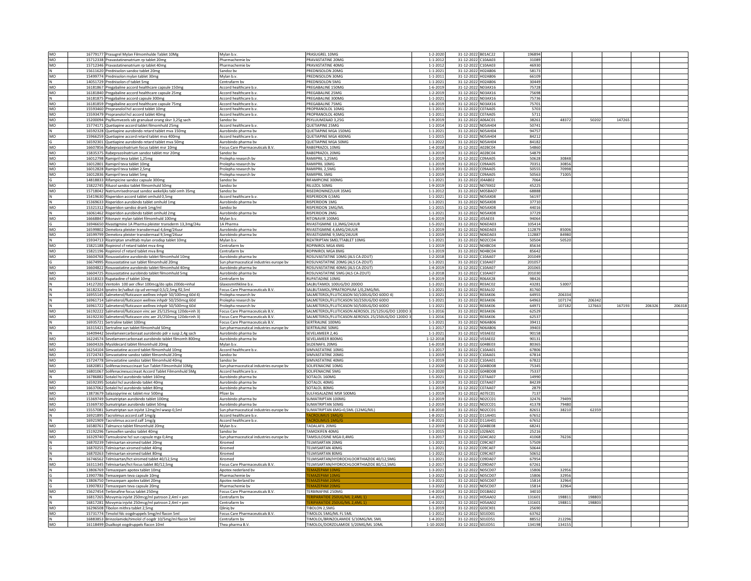| | | | | | | | | | | | | | |
|---|---|---|---|---|---|---|---|---|---|---|---|---|---|
| MO | 16779177 | Prasugrel Mylan Filmomhulde Tablet 10Mg | Mylan b.v. | PRASUGREL 10MG | 1-2-2020 | 31-12-2022 | B01AC22 | 196894 | | | | | |
| MO | 15712338 | Pravastatinenatrium rp tablet 20mg | Pharmachemie bv | PRAVASTATINE 20MG | 1-1-2012 | 31-12-2022 | C10AA03 | 31089 | | | | | |
| MO | 15712346 | Pravastatinenatrium rp tablet 40mg | Pharmachemie bv | PRAVASTATINE 40MG | 1-1-2012 | 31-12-2022 | C10AA03 | 46930 | | | | | |
| N | 15611620 | Prednisolon sandoz tablet 20mg | Sandoz bv | PREDNISOLON 20MG | 1-1-2021 | 31-12-2022 | H02AB06 | 58173 | | | | | |
| MO | 15499774 | Prednisolon mylan tablet 30mg | Mylan b.v. | PREDNISOLON 30MG | 1-1-2011 | 31-12-2022 | H02AB06 | 66109 | | | | | |
| N | 14051729 | Prednisolon cf tablet 5mg | Centrafarm bv | PREDNISOLON 5MG | 1-1-2021 | 31-12-2022 | H02AB06 | 30449 | | | | | |
| MO | 16181867 | Pregabaline accord healthcare capsule 150mg | Accord healthcare b.v. | PREGABALINE 150MG | 1-6-2019 | 31-12-2022 | N03AX16 | 75728 | | | | | |
| MO | 16181840 | Pregabaline accord healthcare capsule 25mg | Accord healthcare b.v. | PREGABALINE 25MG | 1-2-2019 | 31-12-2022 | N03AX16 | 75698 | | | | | |
| N | 16181875 | Pregabaline accord capsule 300mg | Accord healthcare b.v. | PREGABALINE 300MG | 1-1-2021 | 31-12-2022 | N03AX16 | 75736 | | | | | |
| MO | 16181859 | Pregabaline accord healthcare capsule 75mg | Accord healthcare b.v. | PREGABALINE 75MG | 1-6-2019 | 31-12-2022 | N03AX16 | 75701 | | | | | |
| MO | 15593460 | Propranolol hcl accord tablet 10mg | Accord healthcare b.v. | PROPRANOLOL 10MG | 1-1-2011 | 31-12-2022 | C07AA05 | 5703 | | | | | |
| MO | 15593479 | Propranolol hcl accord tablet 40mg | Accord healthcare b.v. | PROPRANOLOL 40MG | 1-1-2011 | 31-12-2022 | C07AA05 | 5711 | | | | | |
| MO | 15200094 | Psylliumvezels sdz granulaat orang skvr 3,25g sach | Sandoz bv | PSYLLIUMZAAD 3,25G | 1-9-2019 | 31-12-2022 | A06AC01 | 38261 | 48372 | 50202 | 147265 | | |
| MO | 15774171 | Quetiapine accord tablet filmomhuld 25mg | Accord healthcare b.v. | QUETIAPINE 25MG | 1-1-2014 | 31-12-2022 | N05AH04 | 50741 | | | | | |
| N | 16592328 | Quetiapine aurobindo retard tablet mva 150mg | Aurobindo pharma bv | QUETIAPINE MGA 150MG | 1-1-2021 | 31-12-2022 | N05AH04 | 94757 | | | | | |
| MO | 15966259 | Quetiapine accord retard tablet mva 400mg | Accord healthcare b.v. | QUETIAPINE MGA 400MG | 1-1-2015 | 31-12-2022 | N05AH04 | 84212 | | | | | |
| G | 16592301 | Quetiapine aurobindo retard tablet mva 50mg | Aurobindo pharma bv | QUETIAPINE MGA 50MG | 1-1-2022 | 31-12-2022 | N05AH04 | 84182 | | | | | |
| MO | 16607856 | Rabeprazolnatrium focus tablet msr 10mg | Focus Care Pharmaceuticals B.V. | RABEPRAZOL 10MG | 1-4-2018 | 31-12-2022 | A02BC04 | 54860 | | | | | |
| MO | 15835375 | Rabeprazolnatrium sandoz tablet msr 20mg | Sandoz bv | RABEPRAZOL 20MG | 1-3-2019 | 31-12-2022 | A02BC04 | 54879 | | | | | |
| MO | 16012798 | Ramipril teva tablet 1,25mg | Prolepha research bv | RAMIPRIL 1,25MG | 1-1-2019 | 31-12-2022 | C09AA05 | 50628 | 30848 | | | | |
| MO | 16012801 | Ramipril teva tablet 10mg | Prolepha research bv | RAMIPRIL 10MG | 1-1-2019 | 31-12-2022 | C09AA05 | 70351 | 30856 | | | | |
| MO | 16012828 | Ramipril teva tablet 2,5mg | Prolepha research bv | RAMIPRIL 2,5MG | 1-1-2019 | 31-12-2022 | C09AA05 | 50555 | 70998 | | | | |
| MO | 16012836 | Ramipril teva tablet 5mg | Prolepha research bv | RAMIPRIL 5MG | 1-1-2019 | 31-12-2022 | C09AA05 | 50563 | 71005 | | | | |
| G | 14818833 | Rifampicine sandoz capsule 300mg | Sandoz bv | RIFAMPICINE 300MG | 1-1-2021 | 31-12-2022 | J04AB02 | 7064 | | | | | |
| MO | 15822745 | Riluzol sandoz tablet filmomhuld 50mg | Sandoz bv | RILUZOL 50MG | 1-9-2019 | 31-12-2022 | N07XX02 | 45225 | | | | | |
| MO | 15718042 | Natriumrisedronaat sandoz wekelijks tabl omh 35mg | Sandoz bv | RISEDRONINEZUUR 35MG | 1-1-2012 | 31-12-2022 | M05BA07 | 68888 | | | | | |
| N | 15419630 | Risperidon accord tablet omhuld 0,5mg | Accord healthcare b.v. | RISPERIDON 0,5MG | 1-1-2021 | 31-12-2022 | N05AX08 | 56197 | | | | | |
| N | 15369633 | Risperidon aurobindo tablet omhuld 1mg | Aurobindo pharma bv | RISPERIDON 1MG | 1-1-2021 | 31-12-2022 | N05AX08 | 37710 | | | | | |
| MO | 15321312 | Risperidon sandoz drank 1mg/ml | Sandoz bv | RISPERIDON 1MG/ML | 1-1-2015 | 31-12-2022 | N05AX08 | 44016 | | | | | |
| N | 16061462 | Risperidon aurobindo tablet omhuld 2mg | Aurobindo pharma bv | RISPERIDON 2MG | 1-1-2021 | 31-12-2022 | N05AX08 | 37729 | | | | | |
| MO | 16668847 | Ritonavir mylan tablet filmomhuld 100mg | Mylan b.v. | RITONAVIR 100MG | 1-6-2019 | 31-12-2022 | J05AE03 | 94064 | | | | | |
| G | 16946650 | Rivastigmine 1A Pharma pleister transderm 13,3mg/24u | 1A Pharma | RIVASTIGMINE 13,3MG/24UUR | 1-5-2021 | 31-12-2022 | N06DA03 | 105414 | | | | | |
| MO | 16599802 | Demelora pleister transdermaal 4,6mg/24uur | Aurobindo pharma bv | RIVASTIGMINE 4,6MG/24UUR | 1-1-2019 | 31-12-2022 | N06DA03 | 112879 | 85006 | | | | |
| MO | 16599799 | Demelora pleister transdermaal 9,5mg/24uur | Aurobindo pharma bv | RIVASTIGMINE 9,5MG/24UUR | 1-1-2019 | 31-12-2022 | N06DA03 | 112887 | 84980 | | | | |
| N | 15934713 | Rizatriptan smelttab mylan orodisp tablet 10mg | Mylan b.v. | RIZATRIPTAN SMELTTABLET 10MG | 1-1-2021 | 31-12-2022 | N02CC04 | 50504 | 50520 | | | | |
| MO | 15821188 | Ropinirol cf retard tablet mva 4mg | Centrafarm bv | ROPINIROL MGA 4MG | 1-1-2019 | 31-12-2022 | N04BC04 | 85634 | | | | | |
| MO | 15821196 | Ropinirol cf retard tablet mva 8mg | Centrafarm bv | ROPINIROL MGA 8MG | 1-1-2019 | 31-12-2022 | N04BC04 | 85642 | | | | | |
| MO | 16604768 | Rosuvastatine aurobindo tablet filmomhuld 10mg | Aurobindo pharma bv | ROSUVASTATINE 10MG (ALS CA-ZOUT) | 1-2-2018 | 31-12-2022 | C10AA07 | 201049 | | | | | |
| G | 16674995 | Rosuvastatine sun tablet filmomhuld 20mg | Sun pharmaceutical industries europe bv | ROSUVASTATINE 20MG (ALS CA-ZOUT) | 1-1-2021 | 31-12-2022 | C10AA07 | 201057 | | | | | |
| MO | 16604822 | Rosuvastatine aurobindo tablet filmomhuld 40mg | Aurobindo pharma bv | ROSUVASTATINE 40MG (ALS CA-ZOUT) | 1-4-2019 | 31-12-2022 | C10AA07 | 201065 | | | | | |
| MO | 16604725 | Rosuvastatine aurobindo tablet filmomhuld 5mg | Aurobindo pharma bv | ROSUVASTATINE 5MG (ALS CA-ZOUT) | 1-2-2018 | 31-12-2022 | C10AA07 | 201030 | | | | | |
| MO | 16318323 | Rupatadine cf tablet 10mg | Centrafarm bv | RUPATADINE 10MG | 1-9-2019 | 31-12-2022 | R06AX28 | 98426 | | | | | |
| N | 14127202 | Ventolin 100 aer cfkvr 100mcg/do spbs 200do+inhal | Glaxosmithkline b.v. | SALBUTAMOL 100UG/DO 200DO | 1-1-2021 | 31-12-2022 | R03AC02 | 43281 | 53007 | | | | |
| N | 16182324 | Ipratro br/salbut cip ud vernopl 0,5/2,5mg fl2,5ml | Focus Care Pharmaceuticals B.V. | SALBUTAMOL/IPRATROPIUM 1/0,2MG/ML | 1-1-2021 | 31-12-2022 | R03AL02 | 81760 | | | | | |
| N | 16955145 | Salmeterol/fluticason wellnex inhpdr 50/100mcg 60d 4) | Prolepha research bv | SALMETEROL/FLUTICASON 50/100UG/DO 60DO 4) | 1-1-2021 | 31-12-2022 | R03AK06 | 64955 | 206334 | | | | |
| N | 16961714 | Salmeterol/fluticason wellnex inhpdr 50/250mcg 60d | Prolepha research bv | SALMETEROL/FLUTICASON 50/250UG/DO 60DO | 1-1-2021 | 31-12-2022 | R03AK06 | 64963 | 107174 | 206342 | | | |
| N | 16961722 | Salmeterol/fluticason wellnex inhpdr 50/500mcg 60d | Prolepha research bv | SALMETEROL/FLUTICASON 50/500UG/DO 60DO | 1-1-2021 | 31-12-2022 | R03AK06 | 64971 | 107182 | 127663 | 167193 | 206326 | 206318 |
| MO | 16192222 | Salmeterol/fluticason vinc aer 25/125mcg 120do+inh 3) | Focus Care Pharmaceuticals B.V. | SALMETEROL/FLUTICASON AEROSOL 25/125UG/DO 120DO 3 | 1-1-2016 | 31-12-2022 | R03AK06 | 62529 | | | | | |
| MO | 16192230 | Salmeterol/fluticason vinc aer 25/250mcg 120do+inh 3) | Focus Care Pharmaceuticals B.V. | SALMETEROL/FLUTICASON AEROSOL 25/250UG/DO 120DO 3 | 1-1-2016 | 31-12-2022 | R03AK06 | 62537 | | | | | |
| N | 16935721 | Sertraline tablet 100mg | Focus Care Pharmaceuticals B.V. | SERTRALINE 100MG | 1-1-2021 | 31-12-2022 | N06AB06 | 39411 | | | | | |
| MO | 16315421 | Sertraline sun tablet filmomhuld 50mg | Sun pharmaceutical industries europe bv | SERTRALINE 50MG | 1-1-2017 | 31-12-2022 | N06AB06 | 39403 | | | | | |
| N | 16409442 | Sevelameercarbonaat aurobindo pdr v susp 2,4g sach | Aurobindo pharma bv | SEVELAMEER 2,4G | 1-1-2021 | 31-12-2022 | V03AE02 | 90158 | | | | | |
| MO | 16224574 | Sevelameercarbonaat aurobindo tablet filmomh 800mg | Aurobindo pharma bv | SEVELAMEER 800MG | 1-12-2018 | 31-12-2022 | V03AE02 | 90131 | | | | | |
| MO | 16604326 | Mysildecard tablet filmomhuld 20mg | Mylan b.v. | SILDENAFIL 20MG | 1-6-2018 | 31-12-2022 | G04BE03 | 80365 | | | | | |
| MO | 16254104 | Simvastatine accord tablet filmomhuld 10mg | Accord healthcare b.v. | SIMVASTATINE 10MG | 1-1-2017 | 31-12-2022 | C10AA01 | 67806 | | | | | |
| MO | 15724743 | Simvastatine sandoz tablet filmomhuld 20mg | Sandoz bv | SIMVASTATINE 20MG | 1-1-2019 | 31-12-2022 | C10AA01 | 67814 | | | | | |
| MO | 15724778 | Simvastatine sandoz tablet filmomhuld 40mg | Sandoz bv | SIMVASTATINE 40MG | 1-1-2019 | 31-12-2022 | C10AA01 | 67822 | | | | | |
| MO | 16820851 | Solifenacinesuccinaat Sun Tablet Filmomhuld 10Mg | Sun pharmaceutical industries europe bv | SOLIFENACINE 10MG | 1-2-2020 | 31-12-2022 | G04BD08 | 75345 | | | | | |
| MO | 16801067 | Solifenacinesuccinaat Accord Tablet Filmomhuld 5MG | Accord healthcare b.v. | SOLIFENACINE 5MG | 1-2-2020 | 31-12-2022 | G04BD08 | 75337 | | | | | |
| N | 16786882 | Sotalol hcl aurobindo tablet 160mg | Aurobindo pharma bv | SOTALOL 160MG | 1-5-2021 | 31-12-2022 | C07AA07 | 14990 | | | | | |
| MO | 16592395 | Sotalol hcl aurobindo tablet 40mg | Aurobindo pharma bv | SOTALOL 40MG | 1-1-2019 | 31-12-2022 | C07AA07 | 84239 | | | | | |
| MO | 16637062 | Sotalol hcl aurobindo tablet 80mg | Aurobindo pharma bv | SOTALOL 80MG | 1-1-2019 | 31-12-2022 | C07AA07 | 2879 | | | | | |
| MO | 13873679 | Salazopyrine ec tablet msr 500mg | Pfizer bv | SULFASALAZINE MSR 500MG | 1-1-2019 | 31-12-2022 | A07EC01 | 7137 | | | | | |
| MO | 15369749 | Sumatriptan aurobindo tablet 100mg | Aurobindo pharma bv | SUMATRIPTAN 100MG | 1-2-2019 | 31-12-2022 | N02CC01 | 32476 | 79499 | | | | |
| MO | 15369730 | Sumatriptan aurobindo tablet 50mg | Aurobindo pharma bv | SUMATRIPTAN 50MG | 1-2-2019 | 31-12-2022 | N02CC01 | 41378 | 79480 | | | | |
| MO | 15557081 | Sumatriptan sun injvlst 12mg/ml wwsp 0,5ml | Sun pharmaceutical industries europe bv | SUMATRIPTAN 6MG=0,5ML (12MG/ML) | 1-8-2010 | 31-12-2022 | N02CC01 | 82651 | 38210 | 62359 | | | |
| N | 16921895 | Tacrolimus accord zalf 1mg/g | Accord healthcare b.v. | TACROLIMUS 1MG/G | 1-8-2021 | 31-12-2022 | D11AH01 | 67652 | | | | | |
| N | 16921909 | Tacrolimus accord zalf 1mg/g | Accord healthcare b.v. | TACROLIMUS 1MG/G | 1-8-2021 | 31-12-2022 | D11AH01 | 67652 | | | | | |
| MO | 16580761 | Talmanco tablet filmomhuld 20mg | Mylan b.v. | TADALAFIL 20MG | 1-2-2019 | 31-12-2022 | G04BE08 | 68241 | | | | | |
| MO | 15192296 | Tamoxifen sandoz tablet 40mg | Sandoz bv | TAMOXIFEN 40MG | 1-1-2015 | 31-12-2022 | L02BA01 | 25216 | | | | | |
| MO | 16329740 | Tamsulosine hcl sun capsule mga 0,4mg | Sun pharmaceutical industries europe bv | TAMSULOSINE MGA 0,4MG | 1-3-2017 | 31-12-2022 | G04CA02 | 41068 | 76236 | | | | |
| N | 16870239 | Telmisartan xiromed tablet 20mg | Xiromed | TELMISARTAN 20MG | 1-1-2021 | 31-12-2022 | C09CA07 | 57509 | | | | | |
| G | 16870255 | Telmisartan xiromed tablet 40mg | Xiromed | TELMISARTAN 40MG | 1-1-2021 | 31-12-2022 | C09CA07 | 50644 | | | | | |
| N | 16870263 | Telmisartan xiromed tablet 80mg | Xiromed | TELMISARTAN 80MG | 1-1-2021 | 31-12-2022 | C09CA07 | 50652 | | | | | |
| N | 16746562 | Telmisartan/hct xiromed tablet 40/12,5mg | Xiromed | TELMISARTAN/HYDROCHLOORTHIAZIDE 40/12,5MG | 1-1-2021 | 31-12-2022 | C09DA07 | 67954 | | | | | |
| MO | 16311345 | Telmisartan/hct focus tablet 80/12,5mg | Focus Care Pharmaceuticals B.V. | TELMISARTAN/HYDROCHLOORTHIAZIDE 80/12,5MG | 1-2-2017 | 31-12-2022 | C09DA07 | 67261 | | | | | |
| N | 13806769 | Temazepam apotex tablet 10mg | Apotex nederland bv | TEMAZEPAM 10MG | 1-3-2021 | 31-12-2022 | N05CD07 | 15806 | 32956 | | | | |
| G | 13907786 | Temazepam teva capsule 10mg | Pharmachemie bv | TEMAZEPAM 10MG | 1-3-2022 | 31-12-2022 | N05CD07 | 15806 | 32956 | | | | |
| N | 13806750 | Temazepam apotex tablet 20mg | Apotex nederland bv | TEMAZEPAM 20MG | 1-3-2021 | 31-12-2022 | N05CD07 | 15814 | 32964 | | | | |
| G | 13907832 | Temazepam teva capsule 20mg | Pharmachemie bv | TEMAZEPAM 20MG | 1-3-2022 | 31-12-2022 | N05CD07 | 15814 | 32964 | | | | |
| MO | 15627454 | Terbinafine focus tablet 250mg | Focus Care Pharmaceuticals B.V. | TERBINAFINE 250MG | 1-4-2014 | 31-12-2022 | D01BA02 | 34010 | | | | | |
| N | 16817265 | Movymia injvlst 250mcg/ml patroon 2,4ml + pen | Centrafarm bv | TERIPARATIDE 250UG/ML 2,4ML 1) | 1-4-2021 | 31-12-2022 | H05AA02 | 131601 | 198811 | 198803 | | | |
| N | 16817281 | Movymia injvlst 250mcg/ml patroon 2,4ml + pen | Centrafarm bv | TERIPARATIDE 250UG/ML 2,4ML 1) | 1-4-2021 | 31-12-2022 | H05AA02 | 131601 | 198811 | 198803 | | | |
| MO | 16296508 | Tibolon mithra tablet 2,5mg | Qliniq bv | TIBOLON 2,5MG | 1-1-2019 | 31-12-2022 | G03CX01 | 25690 | | | | | |
| MO | 15731774 | Timolol fdc oogdruppels 5mg/ml flacon 5ml | Focus Care Pharmaceuticals B.V. | TIMOLOL 5MG/ML FL 5ML | 1-1-2012 | 31-12-2022 | S01ED01 | 63762 | | | | | |
| N | 16883853 | Brinzolamide/timolol cf oogdr 10/5mg/ml flacon 5ml | Centrafarm bv | TIMOLOL/BRINZOLAMIDE 5/10MG/ML 5ML | 1-4-2021 | 31-12-2022 | S01ED51 | 88552 | 212296 | | | | |
| MO | 16118499 | Dualkopt oogdruppels flacon 10ml | Thea pharma B.V. | TIMOLOL/DORZOLAMIDE 5/20MG/ML 10ML | 1-10-2020 | 31-12-2022 | S01ED51 | 134198 | 134155 | | | | |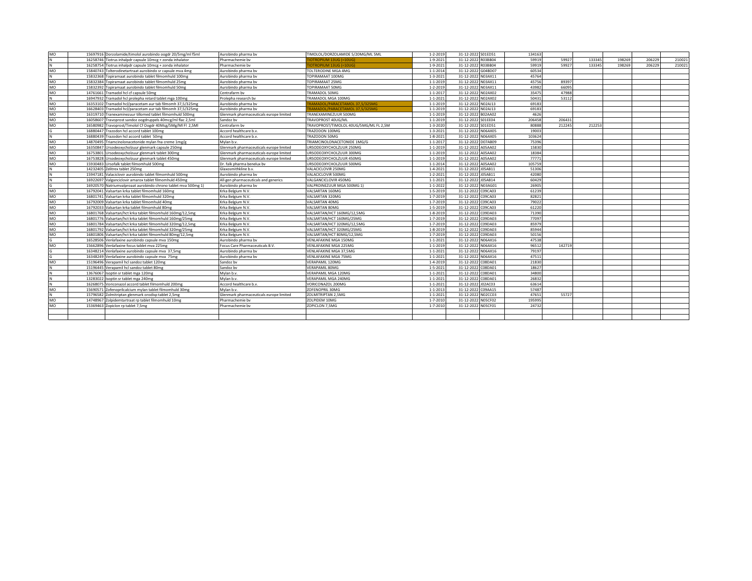| | | | | | | | | | | | | | |
|---|---|---|---|---|---|---|---|---|---|---|---|---|---|
| MO | 15697916 | Dorzolamide/timolol aurobindo oogdr 20/5mg/ml f5ml | Aurobindo pharma bv | TIMOLOL/DORZOLAMIDE 5/20MG/ML 5ML | 1-2-2019 | 31-12-2022 | S01ED51 | 134163 | | | | | |
| N | 16258746 | Tiotrus inhalpdr capsule 10mcg + zonda inhalator | Pharmachemie bv | TIOTROPIUM 13UG (=10UG) | 1-9-2021 | 31-12-2022 | R03BB04 | 59919 | 59927 | 133345 | 198269 | 206229 | 210021 |
| N | 16258754 | Tiotrus inhalpdr capsule 10mcg + zonda inhalator | Pharmachemie bv | TIOTROPIUM 13UG (=10UG) | 1-9-2021 | 31-12-2022 | R03BB04 | 59919 | 59927 | 133345 | 198269 | 206229 | 210021 |
| MO | 15840743 | Tolterodinetartraat aurobindo sr capsule mva 4mg | Aurobindo pharma bv | TOLTERODINE MGA 4MG | 1-1-2014 | 31-12-2022 | G04BD07 | 60534 | | | | | |
| N | 15832368 | Topiramaat aurobindo tablet filmomhuld 100mg | Aurobindo pharma bv | TOPIRAMAAT 100MG | 1-3-2021 | 31-12-2022 | N03AX11 | 45764 | | | | | |
| MO | 15832384 | Topiramaat aurobindo tablet filmomhuld 25mg | Aurobindo pharma bv | TOPIRAMAAT 25MG | 1-1-2019 | 31-12-2022 | N03AX11 | 45756 | 89397 | | | | |
| MO | 15832392 | Topiramaat aurobindo tablet filmomhuld 50mg | Aurobindo pharma bv | TOPIRAMAAT 50MG | 1-2-2019 | 31-12-2022 | N03AX11 | 43982 | 66095 | | | | |
| MO | 14761661 | Tramadol hcl cf capsule 50mg | Centrafarm bv | TRAMADOL 50MG | 1-1-2017 | 31-12-2022 | N02AX02 | 35475 | 47988 | | | | |
| N | 16947932 | Tramadol hcl prolepha retard tablet mga 100mg | Prolepha research bv | TRAMADOL MGA 100MG | 1-1-2021 | 31-12-2022 | N02AX02 | 50431 | 53112 | | | | |
| MO | 16353102 | Tramadol hcl/paracetam aur tab filmomh 37,5/325mg | Aurobindo pharma bv | TRAMADOL/PARACETAMOL 37,5/325MG | 1-1-2019 | 31-12-2022 | N02AJ13 | 69183 | | | | | |
| MO | 16628403 | Tramadol hcl/paracetam aur tab filmomh 37,5/325mg | Aurobindo pharma bv | TRAMADOL/PARACETAMOL 37,5/325MG | 1-1-2019 | 31-12-2022 | N02AJ13 | 69183 | | | | | |
| MO | 16319710 | Tranexaminezuur tillomed tablet filmomhuld 500mg | Glenmark pharmaceuticals europe limited | TRANEXAMINEZUUR 500MG | 1-1-2019 | 31-12-2022 | B02AA02 | 4626 | | | | | |
| MO | 16058607 | Travoprost sandoz oogdruppels 40mcg/ml flac 2,5ml | Sandoz bv | TRAVOPROST 40UG/ML | 1-1-2019 | 31-12-2022 | S01EE04 | 206458 | 206431 | | | | |
| MO | 16580982 | Travoprost/Timolol Cf Oogdr 40Mcg/5Mg/Ml Fl 2,5Ml | Centrafarm bv | TRAVOPROST/TIMOLOL 40UG/5MG/ML FL 2,5M | 1-3-2020 | 31-12-2022 | S01ED51 | 80888 | 212245 | 212253 | | | |
| G | 16880447 | Trazodon hcl accord tablet 100mg | Accord healthcare b.v. | TRAZODON 100MG | 1-3-2021 | 31-12-2022 | N06AX05 | 19003 | | | | | |
| N | 16880439 | Trazodon hcl accord tablet 50mg | Accord healthcare b.v. | TRAZODON 50MG | 1-8-2021 | 31-12-2022 | N06AX05 | 103624 | | | | | |
| MO | 14870495 | Triamcinolonacetonide mylan fna creme 1mg/g | Mylan b.v. | TRIAMCINOLONACETONIDE 1MG/G | 1-1-2017 | 31-12-2022 | D07AB09 | 75396 | | | | | |
| MO | 16350847 | Ursodeoxycholzuur glenmark capsule 250mg | Glenmark pharmaceuticals europe limited | URSODEOXYCHOLZUUR 250MG | 1-1-2019 | 31-12-2022 | A05AA02 | 15830 | | | | | |
| MO | 16753801 | Ursodeoxycholzuur glenmark tablet 300mg | Glenmark pharmaceuticals europe limited | URSODEOXYCHOLZUUR 300MG | 1-1-2019 | 31-12-2022 | A05AA02 | 18384 | | | | | |
| MO | 16753828 | Ursodeoxycholzuur glenmark tablet 450mg | Glenmark pharmaceuticals europe limited | URSODEOXYCHOLZUUR 450MG | 1-1-2019 | 31-12-2022 | A05AA02 | 77771 | | | | | |
| MO | 15930483 | Ursofalk tablet filmomhuld 500mg | Dr. falk pharma benelux bv | URSODEOXYCHOLZUUR 500MG | 1-1-2014 | 31-12-2022 | A05AA02 | 105759 | | | | | |
| N | 14232405 | Zelitrex tablet 250mg | Glaxosmithkline b.v. | VALACICLOVIR 250MG | 1-4-2021 | 31-12-2022 | J05AB11 | 51306 | | | | | |
| N | 15947181 | Valaciclovir aurobindo tablet filmomhuld 500mg | Aurobindo pharma bv | VALACICLOVIR 500MG | 1-2-2021 | 31-12-2022 | J05AB11 | 42080 | | | | | |
| N | 16922697 | Valganciclovir amarox tablet filmomhuld 450mg | All-gen pharmaceuticals and generics | VALGANCICLOVIR 450MG | 1-1-2021 | 31-12-2022 | J05AB14 | 60429 | | | | | |
| G | 16920570 | Natriumvalproaat aurobindo chrono tablet mva 500mg 1) | Aurobindo pharma bv | VALPROINEZUUR MGA 500MG 1) | 1-1-2022 | 31-12-2022 | N03AG01 | 26905 | | | | | |
| MO | 16792041 | Valsartan krka tablet filmomhuld 160mg | Krka Belgium N.V. | VALSARTAN 160MG | 1-5-2019 | 31-12-2022 | C09CA03 | 61239 | | | | | |
| MO | 16801741 | Valsartan krka tablet filmomhuld 320mg | Krka Belgium N.V. | VALSARTAN 320MG | 1-7-2019 | 31-12-2022 | C09CA03 | 82821 | | | | | |
| MO | 16792009 | Valsartan krka tablet filmomhuld 40mg | Krka Belgium N.V. | VALSARTAN 40MG | 1-7-2019 | 31-12-2022 | C09CA03 | 79022 | | | | | |
| MO | 16792033 | Valsartan krka tablet filmomhuld 80mg | Krka Belgium N.V. | VALSARTAN 80MG | 1-5-2019 | 31-12-2022 | C09CA03 | 61220 | | | | | |
| MO | 16801768 | Valsartan/hct krka tablet filmomhuld 160mg/12,5mg | Krka Belgium N.V. | VALSARTAN/HCT 160MG/12,5MG | 1-8-2019 | 31-12-2022 | C09DA03 | 71390 | | | | | |
| MO | 16801776 | Valsartan/hct krka tablet filmomhuld 160mg/25mg | Krka Belgium N.V. | VALSARTAN/HCT 160MG/25MG | 1-7-2019 | 31-12-2022 | C09DA03 | 77097 | | | | | |
| MO | 16801784 | Valsartan/hct krka tablet filmomhuld 320mg/12,5mg | Krka Belgium N.V. | VALSARTAN/HCT 320MG/12,5MG | 1-7-2019 | 31-12-2022 | C09DA03 | 85979 | | | | | |
| MO | 16801792 | Valsartan/hct krka tablet filmomhuld 320mg/25mg | Krka Belgium N.V. | VALSARTAN/HCT 320MG/25MG | 1-8-2019 | 31-12-2022 | C09DA03 | 85944 | | | | | |
| MO | 16801806 | Valsartan/hct krka tablet filmomhuld 80mg/12,5mg | Krka Belgium N.V. | VALSARTAN/HCT 80MG/12,5MG | 1-7-2019 | 31-12-2022 | C09DA03 | 50156 | | | | | |
| G | 16528506 | Venlafaxine aurobindo capsule mva 150mg | Aurobindo pharma bv | VENLAFAXINE MGA 150MG | 1-1-2021 | 31-12-2022 | N06AX16 | 47538 | | | | | |
| MO | 15662896 | Venlafaxine focus tablet mva 225mg | Focus Care Pharmaceuticals B.V. | VENLAFAXINE MGA 225MG | 1-1-2019 | 31-12-2022 | N06AX16 | 96512 | 142719 | | | | |
| G | 16348214 | Venlafaxine aurobindo capsule mva 37,5mg | Aurobindo pharma bv | VENLAFAXINE MGA 37,5MG | 1-1-2021 | 31-12-2022 | N06AX16 | 79197 | | | | | |
| G | 16348249 | Venlafaxine aurobindo capsule mva 75mg | Aurobindo pharma bv | VENLAFAXINE MGA 75MG | 1-1-2021 | 31-12-2022 | N06AX16 | 47511 | | | | | |
| MO | 15196496 | Verapamil hcl sandoz tablet 120mg | Sandoz bv | VERAPAMIL 120MG | 1-4-2019 | 31-12-2022 | C08DA01 | 21830 | | | | | |
| N | 15196445 | Verapamil hcl sandoz tablet 80mg | Sandoz bv | VERAPAMIL 80MG | 1-5-2021 | 31-12-2022 | C08DA01 | 18627 | | | | | |
| N | 13676067 | Isoptin sr tablet mga 120mg | Mylan b.v. | VERAPAMIL MGA 120MG | 1-1-2021 | 31-12-2022 | C08DA01 | 34800 | | | | | |
| N | 13283022 | Isoptin sr tablet mga 240mg | Mylan b.v. | VERAPAMIL MGA 240MG | 1-1-2021 | 31-12-2022 | C08DA01 | 26832 | | | | | |
| N | 16268075 | Voriconazol accord tablet filmomhuld 200mg | Accord healthcare b.v. | VORICONAZOL 200MG | 1-1-2021 | 31-12-2022 | J02AC03 | 63614 | | | | | |
| MO | 15690571 | Zofenoprilcalcium mylan tablet filmomhuld 30mg | Mylan b.v. | ZOFENOPRIL 30MG | 1-1-2013 | 31-12-2022 | C09AA15 | 57487 | | | | | |
| N | 15796582 | Zolmitriptan glenmark orodisp tablet 2,5mg | Glenmark pharmaceuticals europe limited | ZOLMITRIPTAN 2,5MG | 1-1-2021 | 31-12-2022 | N02CC03 | 47651 | 55727 | | | | |
| MO | 14748967 | Zolpidemtartraat rp tablet filmomhuld 10mg | Pharmachemie bv | ZOLPIDEM 10MG | 1-7-2010 | 31-12-2022 | N05CF02 | 195995 | | | | | |
| MO | 15369463 | Zopiclon rp tablet 7,5mg | Pharmachemie bv | ZOPICLON 7,5MG | 1-7-2010 | 31-12-2022 | N05CF01 | 24732 | | | | | |